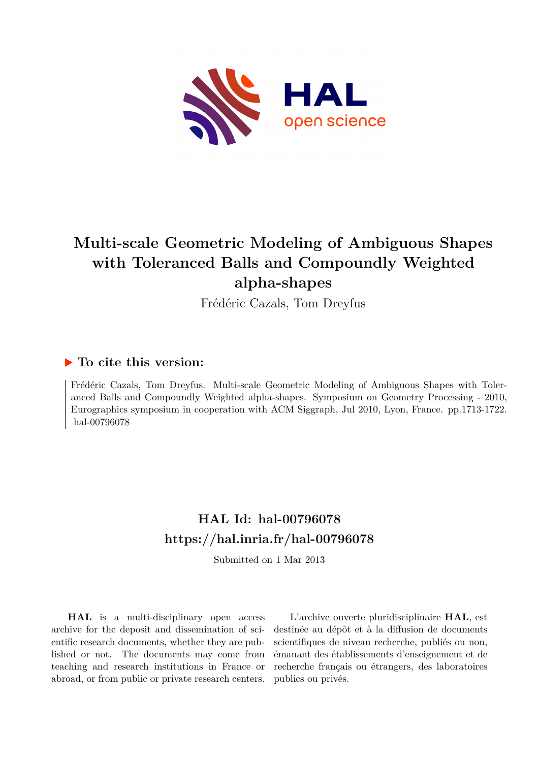# Multi-scale Geometric Modeling of Ambiguous Shapes with Toleranced Balls and Compoundly Weighted alpha-shapes

Frédéric Cazals, Tom Dreyfus

## ▶ To cite this version:

Frédéric Cazals, Tom Dreyfus. Multi-scale Geometric Modeling of Ambiguous Shapes with Toleranced Balls and Compoundly Weighted alpha-shapes. Symposium on Geometry Processing - 2010, Eurographics symposium in cooperation with ACM Siggraph, Jul 2010, Lyon, France. pp.1713-1722. hal-00796078

## HAL Id: hal-00796078
## https://hal.inria.fr/hal-00796078

Submitted on 1 Mar 2013

**HAL** is a multi-disciplinary open access archive for the deposit and dissemination of scientific research documents, whether they are published or not. The documents may come from teaching and research institutions in France or abroad, or from public or private research centers.

L'archive ouverte pluridisciplinaire **HAL**, est destinée au dépôt et à la diffusion de documents scientifiques de niveau recherche, publiés ou non, émanant des établissements d'enseignement et de recherche français ou étrangers, des laboratoires publics ou privés.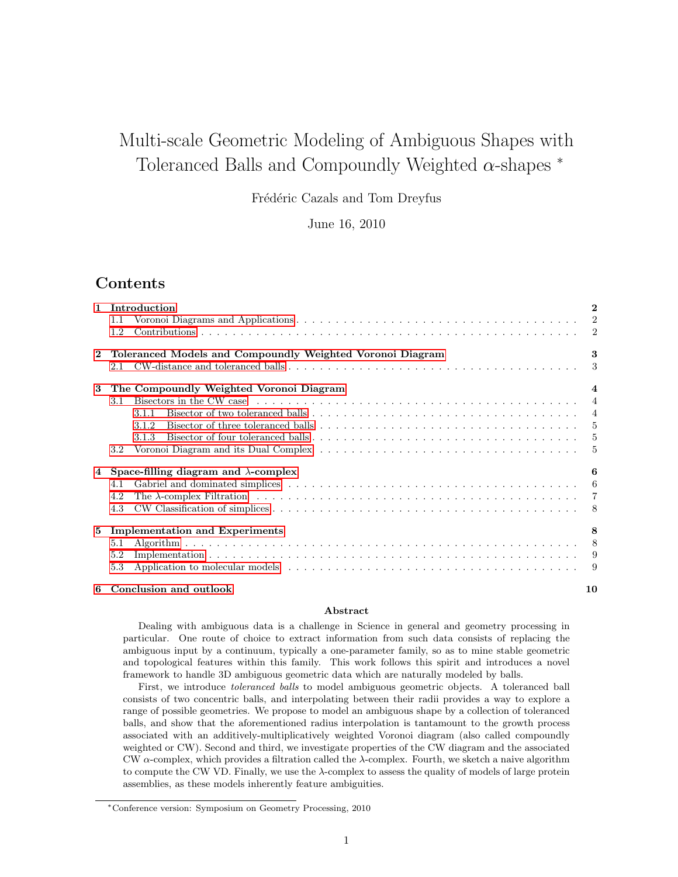# Multi-scale Geometric Modeling of Ambiguous Shapes with Toleranced Balls and Compoundly Weighted $\alpha$-shapes *

Frédéric Cazals and Tom Dreyfus

June 16, 2010

## Contents

**1 Introduction** — 2
- 1.1 Voronoi Diagrams and Applications — 2
- 1.2 Contributions — 2

**2 Toleranced Models and Compoundly Weighted Voronoi Diagram** — 3
- 2.1 CW-distance and toleranced balls — 3

**3 The Compoundly Weighted Voronoi Diagram** — 4
- 3.1 Bisectors in the CW case — 4
  - 3.1.1 Bisector of two toleranced balls — 4
  - 3.1.2 Bisector of three toleranced balls — 5
  - 3.1.3 Bisector of four toleranced balls — 5
- 3.2 Voronoi Diagram and its Dual Complex — 5

**4 Space-filling diagram and $\lambda$-complex** — 6
- 4.1 Gabriel and dominated simplices — 6
- 4.2 The $\lambda$-complex Filtration — 7
- 4.3 CW Classification of simplices — 8

**5 Implementation and Experiments** — 8
- 5.1 Algorithm — 8
- 5.2 Implementation — 9
- 5.3 Application to molecular models — 9

**6 Conclusion and outlook** — 10

### Abstract

Dealing with ambiguous data is a challenge in Science in general and geometry processing in particular. One route of choice to extract information from such data consists of replacing the ambiguous input by a continuum, typically a one-parameter family, so as to mine stable geometric and topological features within this family. This work follows this spirit and introduces a novel framework to handle 3D ambiguous geometric data which are naturally modeled by balls.

First, we introduce *toleranced balls* to model ambiguous geometric objects. A toleranced ball consists of two concentric balls, and interpolating between their radii provides a way to explore a range of possible geometries. We propose to model an ambiguous shape by a collection of toleranced balls, and show that the aforementioned radius interpolation is tantamount to the growth process associated with an additively-multiplicatively weighted Voronoi diagram (also called compoundly weighted or CW). Second and third, we investigate properties of the CW diagram and the associated CW $\alpha$-complex, which provides a filtration called the $\lambda$-complex. Fourth, we sketch a naive algorithm to compute the CW VD. Finally, we use the $\lambda$-complex to assess the quality of models of large protein assemblies, as these models inherently feature ambiguities.

---

*Conference version: Symposium on Geometry Processing, 2010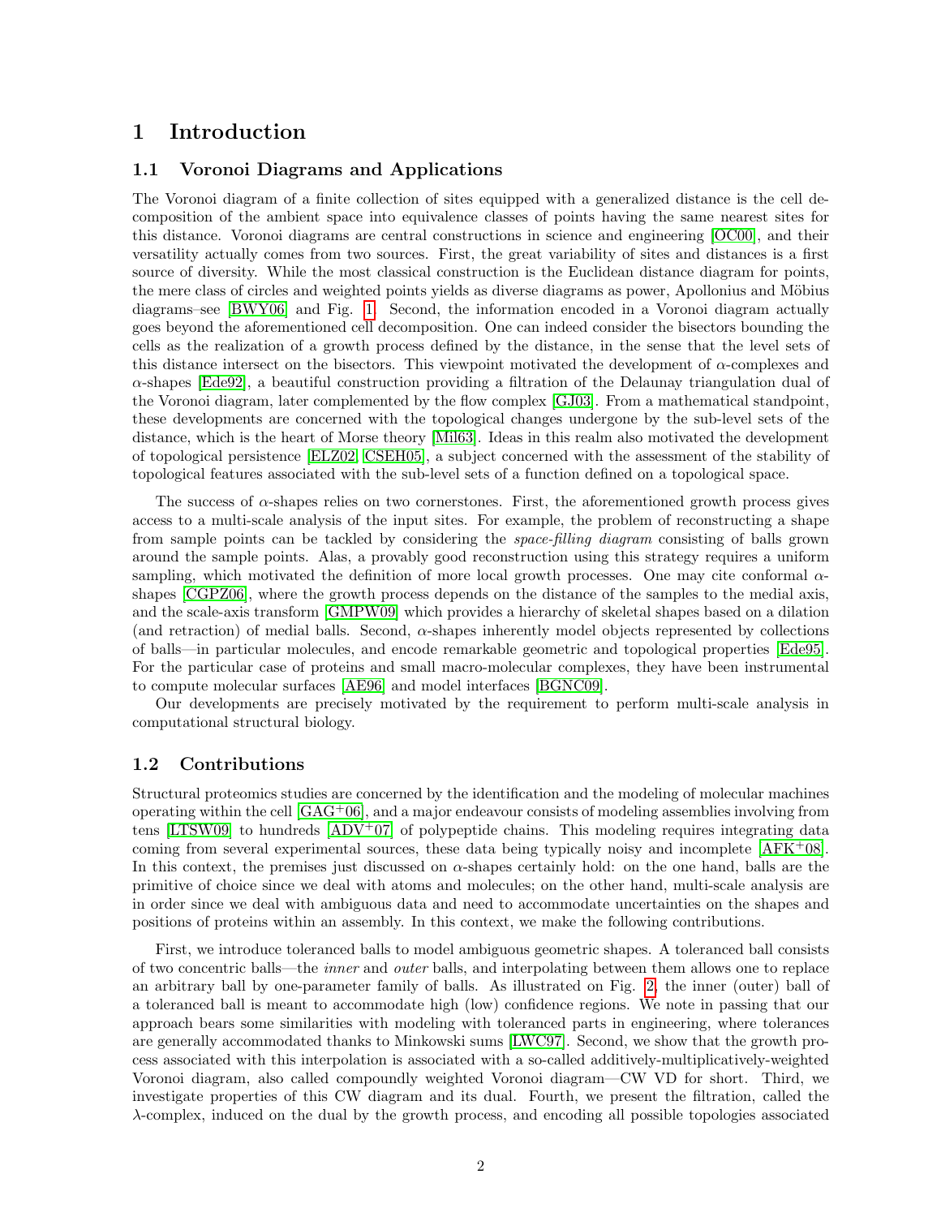# 1 Introduction

## 1.1 Voronoi Diagrams and Applications

The Voronoi diagram of a finite collection of sites equipped with a generalized distance is the cell decomposition of the ambient space into equivalence classes of points having the same nearest sites for this distance. Voronoi diagrams are central constructions in science and engineering [OC00], and their versatility actually comes from two sources. First, the great variability of sites and distances is a first source of diversity. While the most classical construction is the Euclidean distance diagram for points, the mere class of circles and weighted points yields as diverse diagrams as power, Apollonius and Möbius diagrams–see [BWY06] and Fig. 1. Second, the information encoded in a Voronoi diagram actually goes beyond the aforementioned cell decomposition. One can indeed consider the bisectors bounding the cells as the realization of a growth process defined by the distance, in the sense that the level sets of this distance intersect on the bisectors. This viewpoint motivated the development of $\alpha$-complexes and $\alpha$-shapes [Ede92], a beautiful construction providing a filtration of the Delaunay triangulation dual of the Voronoi diagram, later complemented by the flow complex [GJ03]. From a mathematical standpoint, these developments are concerned with the topological changes undergone by the sub-level sets of the distance, which is the heart of Morse theory [Mil63]. Ideas in this realm also motivated the development of topological persistence [ELZ02, CSEH05], a subject concerned with the assessment of the stability of topological features associated with the sub-level sets of a function defined on a topological space.

The success of $\alpha$-shapes relies on two cornerstones. First, the aforementioned growth process gives access to a multi-scale analysis of the input sites. For example, the problem of reconstructing a shape from sample points can be tackled by considering the *space-filling diagram* consisting of balls grown around the sample points. Alas, a provably good reconstruction using this strategy requires a uniform sampling, which motivated the definition of more local growth processes. One may cite conformal $\alpha$-shapes [CGPZ06], where the growth process depends on the distance of the samples to the medial axis, and the scale-axis transform [GMPW09] which provides a hierarchy of skeletal shapes based on a dilation (and retraction) of medial balls. Second, $\alpha$-shapes inherently model objects represented by collections of balls—in particular molecules, and encode remarkable geometric and topological properties [Ede95]. For the particular case of proteins and small macro-molecular complexes, they have been instrumental to compute molecular surfaces [AE96] and model interfaces [BGNC09].

Our developments are precisely motivated by the requirement to perform multi-scale analysis in computational structural biology.

## 1.2 Contributions

Structural proteomics studies are concerned by the identification and the modeling of molecular machines operating within the cell [GAG+06], and a major endeavour consists of modeling assemblies involving from tens [LTSW09] to hundreds [ADV+07] of polypeptide chains. This modeling requires integrating data coming from several experimental sources, these data being typically noisy and incomplete [AFK+08]. In this context, the premises just discussed on $\alpha$-shapes certainly hold: on the one hand, balls are the primitive of choice since we deal with atoms and molecules; on the other hand, multi-scale analysis are in order since we deal with ambiguous data and need to accommodate uncertainties on the shapes and positions of proteins within an assembly. In this context, we make the following contributions.

First, we introduce toleranced balls to model ambiguous geometric shapes. A toleranced ball consists of two concentric balls—the *inner* and *outer* balls, and interpolating between them allows one to replace an arbitrary ball by one-parameter family of balls. As illustrated on Fig. 2, the inner (outer) ball of a toleranced ball is meant to accommodate high (low) confidence regions. We note in passing that our approach bears some similarities with modeling with toleranced parts in engineering, where tolerances are generally accommodated thanks to Minkowski sums [LWC97]. Second, we show that the growth process associated with this interpolation is associated with a so-called additively-multiplicatively-weighted Voronoi diagram, also called compoundly weighted Voronoi diagram—CW VD for short. Third, we investigate properties of this CW diagram and its dual. Fourth, we present the filtration, called the $\lambda$-complex, induced on the dual by the growth process, and encoding all possible topologies associated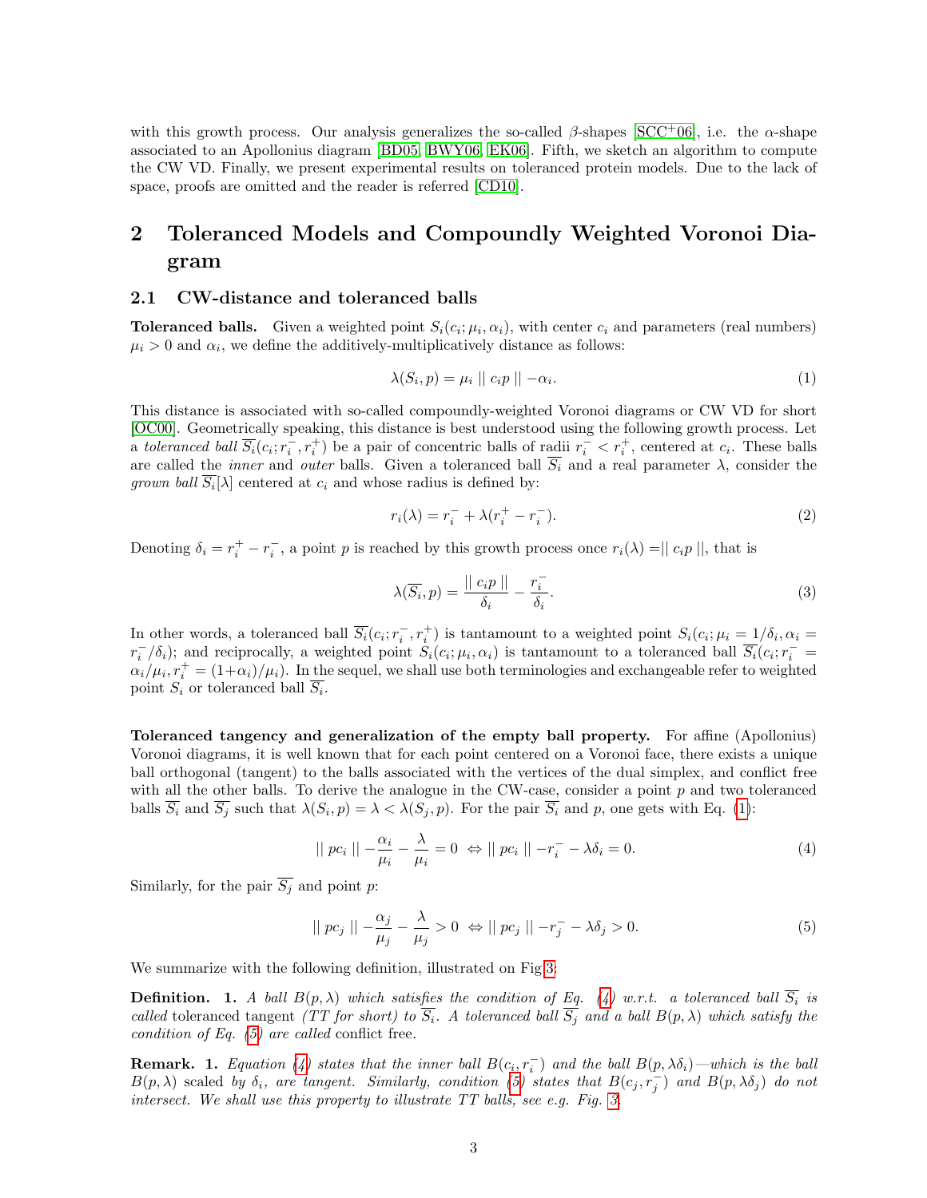with this growth process. Our analysis generalizes the so-called $\beta$-shapes [SCC+06], i.e. the $\alpha$-shape associated to an Apollonius diagram [BD05, BWY06, EK06]. Fifth, we sketch an algorithm to compute the CW VD. Finally, we present experimental results on toleranced protein models. Due to the lack of space, proofs are omitted and the reader is referred [CD10].

## 2 Toleranced Models and Compoundly Weighted Voronoi Diagram

### 2.1 CW-distance and toleranced balls

**Toleranced balls.** Given a weighted point $S_i(c_i; \mu_i, \alpha_i)$, with center $c_i$ and parameters (real numbers) $\mu_i > 0$ and $\alpha_i$, we define the additively-multiplicatively distance as follows:

$$\lambda(S_i, p) = \mu_i \parallel c_i p \parallel -\alpha_i. \tag{1}$$

This distance is associated with so-called compoundly-weighted Voronoi diagrams or CW VD for short [OC00]. Geometrically speaking, this distance is best understood using the following growth process. Let a *toleranced ball* $\overline{S_i}(c_i; r_i^-, r_i^+)$ be a pair of concentric balls of radii $r_i^- < r_i^+$, centered at $c_i$. These balls are called the *inner* and *outer* balls. Given a toleranced ball $\overline{S_i}$ and a real parameter $\lambda$, consider the *grown ball* $\overline{S_i}[\lambda]$ centered at $c_i$ and whose radius is defined by:

$$r_i(\lambda) = r_i^- + \lambda(r_i^+ - r_i^-). \tag{2}$$

Denoting $\delta_i = r_i^+ - r_i^-$, a point $p$ is reached by this growth process once $r_i(\lambda) = \parallel c_i p \parallel$, that is

$$\lambda(\overline{S_i}, p) = \frac{\parallel c_i p \parallel}{\delta_i} - \frac{r_i^-}{\delta_i}. \tag{3}$$

In other words, a toleranced ball $\overline{S_i}(c_i; r_i^-, r_i^+)$ is tantamount to a weighted point $S_i(c_i; \mu_i = 1/\delta_i, \alpha_i = r_i^-/\delta_i)$; and reciprocally, a weighted point $S_i(c_i; \mu_i, \alpha_i)$ is tantamount to a toleranced ball $\overline{S_i}(c_i; r_i^- = \alpha_i/\mu_i, r_i^+ = (1+\alpha_i)/\mu_i)$. In the sequel, we shall use both terminologies and exchangeable refer to weighted point $S_i$ or toleranced ball $\overline{S_i}$.

**Toleranced tangency and generalization of the empty ball property.** For affine (Apollonius) Voronoi diagrams, it is well known that for each point centered on a Voronoi face, there exists a unique ball orthogonal (tangent) to the balls associated with the vertices of the dual simplex, and conflict free with all the other balls. To derive the analogue in the CW-case, consider a point $p$ and two toleranced balls $\overline{S_i}$ and $\overline{S_j}$ such that $\lambda(S_i, p) = \lambda < \lambda(S_j, p)$. For the pair $\overline{S_i}$ and $p$, one gets with Eq. (1):

$$\parallel pc_i \parallel - \frac{\alpha_i}{\mu_i} - \frac{\lambda}{\mu_i} = 0 \;\Leftrightarrow\; \parallel pc_i \parallel - r_i^- - \lambda\delta_i = 0. \tag{4}$$

Similarly, for the pair $\overline{S_j}$ and point $p$:

$$\parallel pc_j \parallel - \frac{\alpha_j}{\mu_j} - \frac{\lambda}{\mu_j} > 0 \;\Leftrightarrow\; \parallel pc_j \parallel - r_j^- - \lambda\delta_j > 0. \tag{5}$$

We summarize with the following definition, illustrated on Fig 3:

**Definition. 1.** *A ball $B(p, \lambda)$ which satisfies the condition of Eq. (4) w.r.t. a toleranced ball $\overline{S_i}$ is called* toleranced tangent *(TT for short) to $\overline{S_i}$. A toleranced ball $\overline{S_j}$ and a ball $B(p, \lambda)$ which satisfy the condition of Eq. (5) are called* conflict free.

**Remark. 1.** *Equation (4) states that the inner ball $B(c_i, r_i^-)$ and the ball $B(p, \lambda\delta_i)$—which is the ball $B(p, \lambda)$ scaled by $\delta_i$, are tangent. Similarly, condition (5) states that $B(c_j, r_j^-)$ and $B(p, \lambda\delta_j)$ do not intersect. We shall use this property to illustrate TT balls, see e.g. Fig. 3.*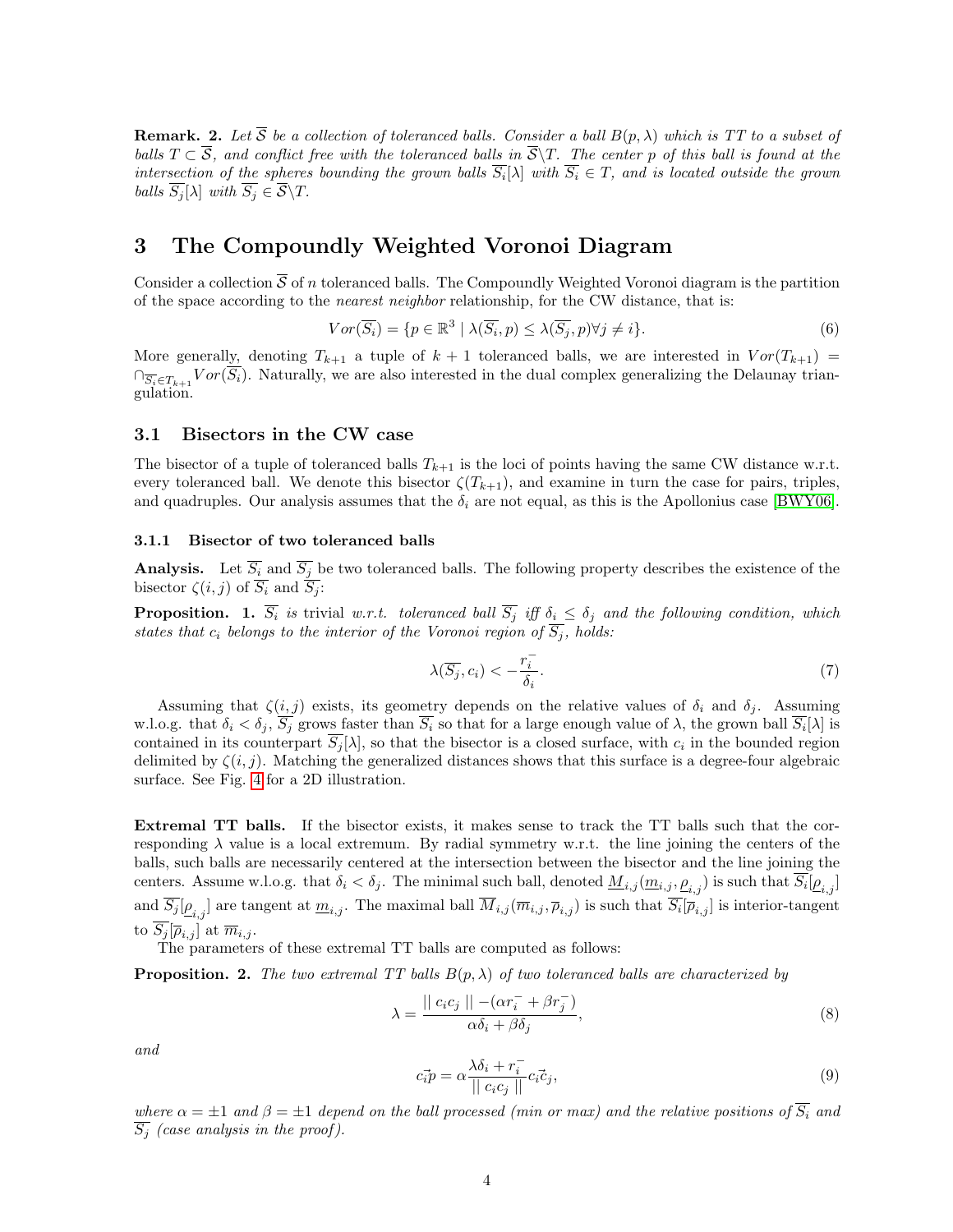**Remark. 2.** *Let $\overline{\mathcal{S}}$ be a collection of toleranced balls. Consider a ball $B(p, \lambda)$ which is TT to a subset of balls $T \subset \overline{\mathcal{S}}$, and conflict free with the toleranced balls in $\overline{\mathcal{S}} \backslash T$. The center $p$ of this ball is found at the intersection of the spheres bounding the grown balls $\overline{S_i}[\lambda]$ with $\overline{S_i} \in T$, and is located outside the grown balls $\overline{S_j}[\lambda]$ with $\overline{S_j} \in \overline{\mathcal{S}} \backslash T$.*

# 3 The Compoundly Weighted Voronoi Diagram

Consider a collection $\overline{\mathcal{S}}$ of $n$ toleranced balls. The Compoundly Weighted Voronoi diagram is the partition of the space according to the *nearest neighbor* relationship, for the CW distance, that is:

$$Vor(\overline{S_i}) = \{p \in \mathbb{R}^3 \mid \lambda(\overline{S_i}, p) \leq \lambda(\overline{S_j}, p) \forall j \neq i\}. \tag{6}$$

More generally, denoting $T_{k+1}$ a tuple of $k+1$ toleranced balls, we are interested in $Vor(T_{k+1}) = \cap_{\overline{S_i} \in T_{k+1}} Vor(\overline{S_i})$. Naturally, we are also interested in the dual complex generalizing the Delaunay triangulation.

## 3.1 Bisectors in the CW case

The bisector of a tuple of toleranced balls $T_{k+1}$ is the loci of points having the same CW distance w.r.t. every toleranced ball. We denote this bisector $\zeta(T_{k+1})$, and examine in turn the case for pairs, triples, and quadruples. Our analysis assumes that the $\delta_i$ are not equal, as this is the Apollonius case [BWY06].

### 3.1.1 Bisector of two toleranced balls

**Analysis.** Let $\overline{S_i}$ and $\overline{S_j}$ be two toleranced balls. The following property describes the existence of the bisector $\zeta(i,j)$ of $\overline{S_i}$ and $\overline{S_j}$:

**Proposition. 1.** *$\overline{S_i}$ is trivial w.r.t. toleranced ball $\overline{S_j}$ iff $\delta_i \leq \delta_j$ and the following condition, which states that $c_i$ belongs to the interior of the Voronoi region of $\overline{S_j}$, holds:*

$$\lambda(\overline{S_j}, c_i) < -\frac{r_i^-}{\delta_i}. \tag{7}$$

Assuming that $\zeta(i,j)$ exists, its geometry depends on the relative values of $\delta_i$ and $\delta_j$. Assuming w.l.o.g. that $\delta_i < \delta_j$, $\overline{S_j}$ grows faster than $\overline{S_i}$ so that for a large enough value of $\lambda$, the grown ball $\overline{S_i}[\lambda]$ is contained in its counterpart $\overline{S_j}[\lambda]$, so that the bisector is a closed surface, with $c_i$ in the bounded region delimited by $\zeta(i,j)$. Matching the generalized distances shows that this surface is a degree-four algebraic surface. See Fig. 4 for a 2D illustration.

**Extremal TT balls.** If the bisector exists, it makes sense to track the TT balls such that the corresponding $\lambda$ value is a local extremum. By radial symmetry w.r.t. the line joining the centers of the balls, such balls are necessarily centered at the intersection between the bisector and the line joining the centers. Assume w.l.o.g. that $\delta_i < \delta_j$. The minimal such ball, denoted $\underline{M}_{i,j}(\underline{m}_{i,j}, \underline{\rho}_{i,j})$ is such that $\overline{S_i}[\underline{\rho}_{i,j}]$ and $\overline{S_j}[\underline{\rho}_{i,j}]$ are tangent at $\underline{m}_{i,j}$. The maximal ball $\overline{M}_{i,j}(\overline{m}_{i,j}, \overline{\rho}_{i,j})$ is such that $\overline{S_i}[\overline{\rho}_{i,j}]$ is interior-tangent to $\overline{S_j}[\overline{\rho}_{i,j}]$ at $\overline{m}_{i,j}$.

The parameters of these extremal TT balls are computed as follows:

**Proposition. 2.** *The two extremal TT balls $B(p, \lambda)$ of two toleranced balls are characterized by*

$$\lambda = \frac{\| c_i c_j \| - (\alpha r_i^- + \beta r_j^-)}{\alpha \delta_i + \beta \delta_j}, \tag{8}$$

*and*

$$\vec{c_i p} = \alpha \frac{\lambda \delta_i + r_i^-}{\| c_i c_j \|} \vec{c_i c_j}, \tag{9}$$

*where $\alpha = \pm 1$ and $\beta = \pm 1$ depend on the ball processed (min or max) and the relative positions of $\overline{S_i}$ and $\overline{S_j}$ (case analysis in the proof).*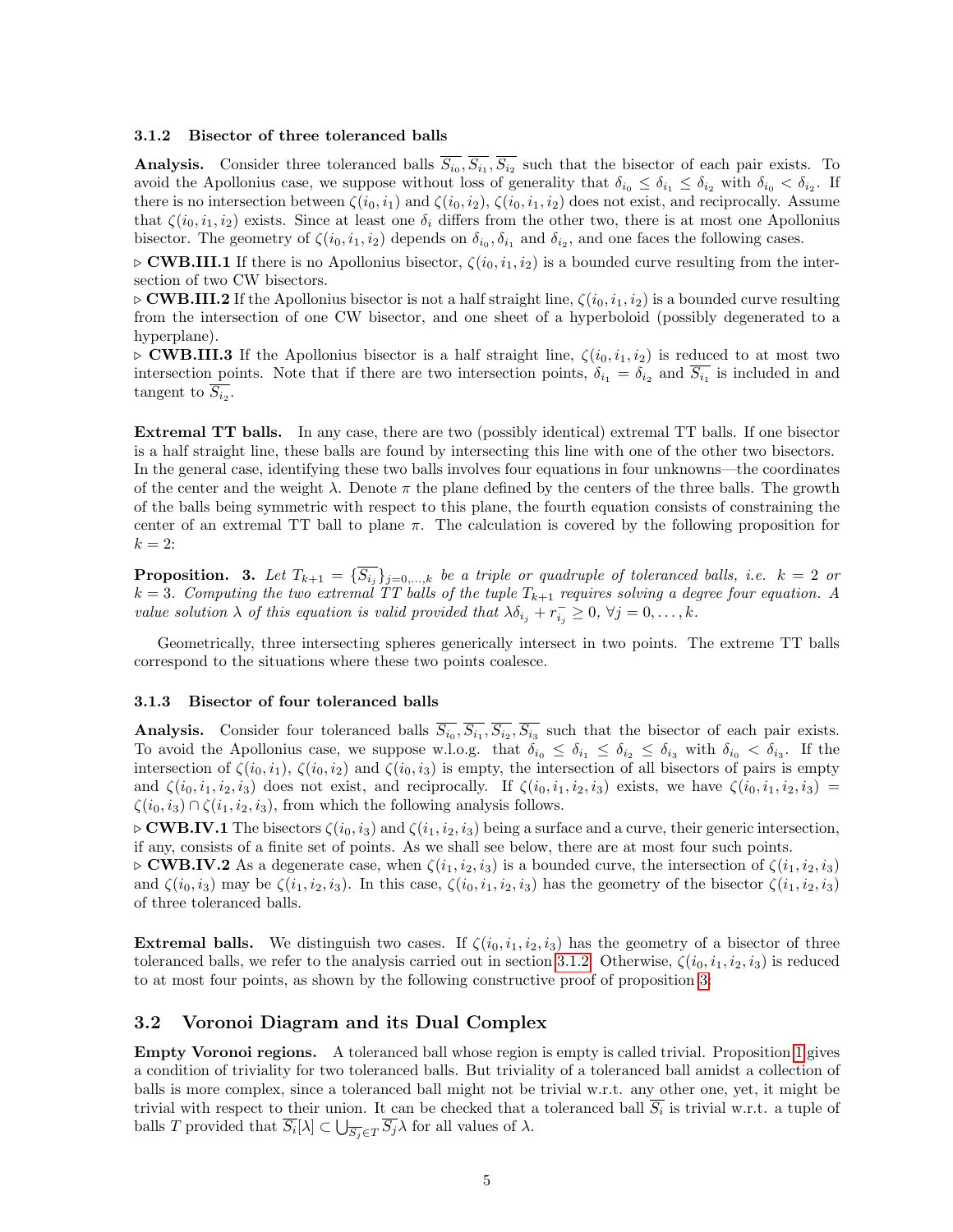### 3.1.2 Bisector of three toleranced balls

**Analysis.** Consider three toleranced balls $\overline{S_{i_0}}, \overline{S_{i_1}}, \overline{S_{i_2}}$ such that the bisector of each pair exists. To avoid the Apollonius case, we suppose without loss of generality that $\delta_{i_0} \leq \delta_{i_1} \leq \delta_{i_2}$ with $\delta_{i_0} < \delta_{i_2}$. If there is no intersection between $\zeta(i_0, i_1)$ and $\zeta(i_0, i_2)$, $\zeta(i_0, i_1, i_2)$ does not exist, and reciprocally. Assume that $\zeta(i_0, i_1, i_2)$ exists. Since at least one $\delta_i$ differs from the other two, there is at most one Apollonius bisector. The geometry of $\zeta(i_0, i_1, i_2)$ depends on $\delta_{i_0}, \delta_{i_1}$ and $\delta_{i_2}$, and one faces the following cases.

▷ **CWB.III.1** If there is no Apollonius bisector, $\zeta(i_0, i_1, i_2)$ is a bounded curve resulting from the intersection of two CW bisectors.

▷ **CWB.III.2** If the Apollonius bisector is not a half straight line, $\zeta(i_0, i_1, i_2)$ is a bounded curve resulting from the intersection of one CW bisector, and one sheet of a hyperboloid (possibly degenerated to a hyperplane).

▷ **CWB.III.3** If the Apollonius bisector is a half straight line, $\zeta(i_0, i_1, i_2)$ is reduced to at most two intersection points. Note that if there are two intersection points, $\delta_{i_1} = \delta_{i_2}$ and $\overline{S_{i_1}}$ is included in and tangent to $\overline{S_{i_2}}$.

**Extremal TT balls.** In any case, there are two (possibly identical) extremal TT balls. If one bisector is a half straight line, these balls are found by intersecting this line with one of the other two bisectors. In the general case, identifying these two balls involves four equations in four unknowns—the coordinates of the center and the weight $\lambda$. Denote $\pi$ the plane defined by the centers of the three balls. The growth of the balls being symmetric with respect to this plane, the fourth equation consists of constraining the center of an extremal TT ball to plane $\pi$. The calculation is covered by the following proposition for $k = 2$:

**Proposition. 3.** *Let $T_{k+1} = \{\overline{S_{i_j}}\}_{j=0,\ldots,k}$ be a triple or quadruple of toleranced balls, i.e. $k = 2$ or $k = 3$. Computing the two extremal TT balls of the tuple $T_{k+1}$ requires solving a degree four equation. A value solution $\lambda$ of this equation is valid provided that $\lambda\delta_{i_j} + r^-_{i_j} \geq 0$, $\forall j = 0, \ldots, k$.*

Geometrically, three intersecting spheres generically intersect in two points. The extreme TT balls correspond to the situations where these two points coalesce.

### 3.1.3 Bisector of four toleranced balls

**Analysis.** Consider four toleranced balls $\overline{S_{i_0}}, \overline{S_{i_1}}, \overline{S_{i_2}}, \overline{S_{i_3}}$ such that the bisector of each pair exists. To avoid the Apollonius case, we suppose w.l.o.g. that $\delta_{i_0} \leq \delta_{i_1} \leq \delta_{i_2} \leq \delta_{i_3}$ with $\delta_{i_0} < \delta_{i_3}$. If the intersection of $\zeta(i_0, i_1)$, $\zeta(i_0, i_2)$ and $\zeta(i_0, i_3)$ is empty, the intersection of all bisectors of pairs is empty and $\zeta(i_0, i_1, i_2, i_3)$ does not exist, and reciprocally. If $\zeta(i_0, i_1, i_2, i_3)$ exists, we have $\zeta(i_0, i_1, i_2, i_3) = \zeta(i_0, i_3) \cap \zeta(i_1, i_2, i_3)$, from which the following analysis follows.

▷ **CWB.IV.1** The bisectors $\zeta(i_0, i_3)$ and $\zeta(i_1, i_2, i_3)$ being a surface and a curve, their generic intersection, if any, consists of a finite set of points. As we shall see below, there are at most four such points.

▷ **CWB.IV.2** As a degenerate case, when $\zeta(i_1, i_2, i_3)$ is a bounded curve, the intersection of $\zeta(i_1, i_2, i_3)$ and $\zeta(i_0, i_3)$ may be $\zeta(i_1, i_2, i_3)$. In this case, $\zeta(i_0, i_1, i_2, i_3)$ has the geometry of the bisector $\zeta(i_1, i_2, i_3)$ of three toleranced balls.

**Extremal balls.** We distinguish two cases. If $\zeta(i_0, i_1, i_2, i_3)$ has the geometry of a bisector of three toleranced balls, we refer to the analysis carried out in section 3.1.2. Otherwise, $\zeta(i_0, i_1, i_2, i_3)$ is reduced to at most four points, as shown by the following constructive proof of proposition 3:

## 3.2 Voronoi Diagram and its Dual Complex

**Empty Voronoi regions.** A toleranced ball whose region is empty is called trivial. Proposition 1 gives a condition of triviality for two toleranced balls. But triviality of a toleranced ball amidst a collection of balls is more complex, since a toleranced ball might not be trivial w.r.t. any other one, yet, it might be trivial with respect to their union. It can be checked that a toleranced ball $\overline{S_i}$ is trivial w.r.t. a tuple of balls $T$ provided that $\overline{S_i}[\lambda] \subset \bigcup_{\overline{S_j} \in T} \overline{S_j}\lambda$ for all values of $\lambda$.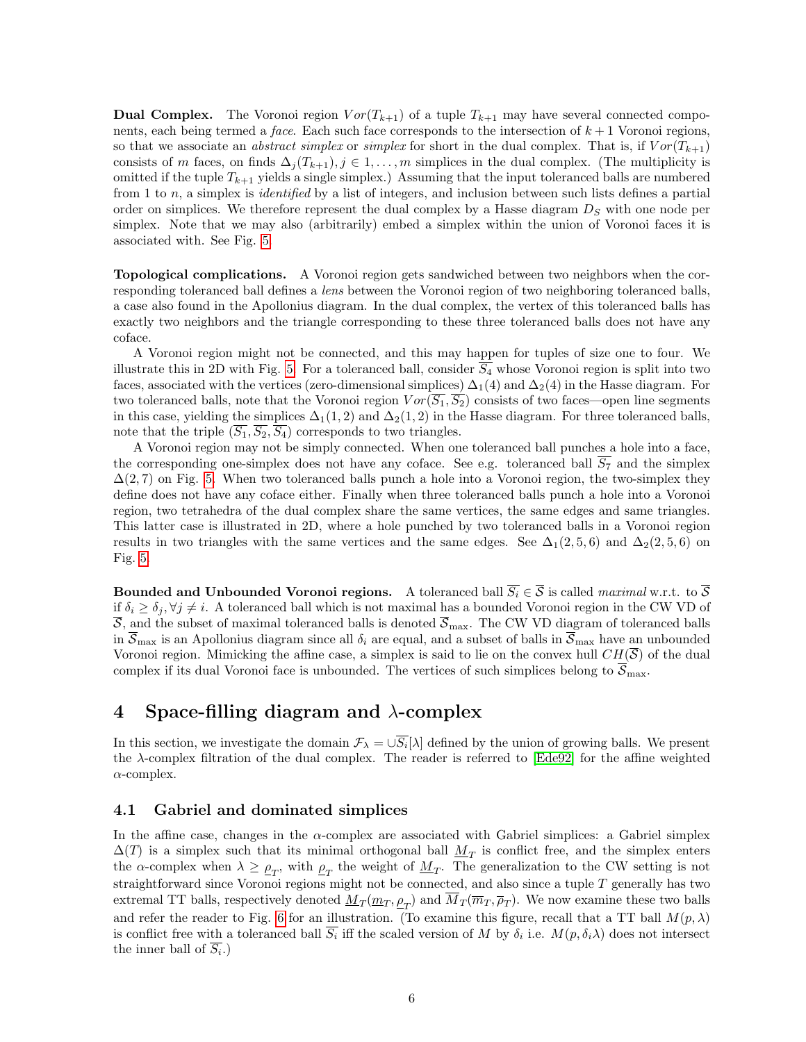**Dual Complex.** The Voronoi region $Vor(T_{k+1})$ of a tuple $T_{k+1}$ may have several connected components, each being termed a *face*. Each such face corresponds to the intersection of $k+1$ Voronoi regions, so that we associate an *abstract simplex* or *simplex* for short in the dual complex. That is, if $Vor(T_{k+1})$ consists of $m$ faces, on finds $\Delta_j(T_{k+1}), j \in 1, \ldots, m$ simplices in the dual complex. (The multiplicity is omitted if the tuple $T_{k+1}$ yields a single simplex.) Assuming that the input toleranced balls are numbered from 1 to $n$, a simplex is *identified* by a list of integers, and inclusion between such lists defines a partial order on simplices. We therefore represent the dual complex by a Hasse diagram $D_S$ with one node per simplex. Note that we may also (arbitrarily) embed a simplex within the union of Voronoi faces it is associated with. See Fig. 5.

**Topological complications.** A Voronoi region gets sandwiched between two neighbors when the corresponding toleranced ball defines a *lens* between the Voronoi region of two neighboring toleranced balls, a case also found in the Apollonius diagram. In the dual complex, the vertex of this toleranced balls has exactly two neighbors and the triangle corresponding to these three toleranced balls does not have any coface.

A Voronoi region might not be connected, and this may happen for tuples of size one to four. We illustrate this in 2D with Fig. 5. For a toleranced ball, consider $\overline{S_4}$ whose Voronoi region is split into two faces, associated with the vertices (zero-dimensional simplices) $\Delta_1(4)$ and $\Delta_2(4)$ in the Hasse diagram. For two toleranced balls, note that the Voronoi region $Vor(\overline{S_1}, \overline{S_2})$ consists of two faces—open line segments in this case, yielding the simplices $\Delta_1(1,2)$ and $\Delta_2(1,2)$ in the Hasse diagram. For three toleranced balls, note that the triple $(\overline{S_1}, \overline{S_2}, \overline{S_4})$ corresponds to two triangles.

A Voronoi region may not be simply connected. When one toleranced ball punches a hole into a face, the corresponding one-simplex does not have any coface. See e.g. toleranced ball $\overline{S_7}$ and the simplex $\Delta(2,7)$ on Fig. 5. When two toleranced balls punch a hole into a Voronoi region, the two-simplex they define does not have any coface either. Finally when three toleranced balls punch a hole into a Voronoi region, two tetrahedra of the dual complex share the same vertices, the same edges and same triangles. This latter case is illustrated in 2D, where a hole punched by two toleranced balls in a Voronoi region results in two triangles with the same vertices and the same edges. See $\Delta_1(2,5,6)$ and $\Delta_2(2,5,6)$ on Fig. 5.

**Bounded and Unbounded Voronoi regions.** A toleranced ball $\overline{S_i} \in \overline{\mathcal{S}}$ is called *maximal* w.r.t. to $\overline{\mathcal{S}}$ if $\delta_i \geq \delta_j, \forall j \neq i$. A toleranced ball which is not maximal has a bounded Voronoi region in the CW VD of $\overline{\mathcal{S}}$, and the subset of maximal toleranced balls is denoted $\overline{\mathcal{S}}_{\max}$. The CW VD diagram of toleranced balls in $\overline{\mathcal{S}}_{\max}$ is an Apollonius diagram since all $\delta_i$ are equal, and a subset of balls in $\overline{\mathcal{S}}_{\max}$ have an unbounded Voronoi region. Mimicking the affine case, a simplex is said to lie on the convex hull $CH(\overline{\mathcal{S}})$ of the dual complex if its dual Voronoi face is unbounded. The vertices of such simplices belong to $\overline{\mathcal{S}}_{\max}$.

# 4 Space-filling diagram and $\lambda$-complex

In this section, we investigate the domain $\mathcal{F}_\lambda = \cup \overline{S_i}[\lambda]$ defined by the union of growing balls. We present the $\lambda$-complex filtration of the dual complex. The reader is referred to [Ede92] for the affine weighted $\alpha$-complex.

## 4.1 Gabriel and dominated simplices

In the affine case, changes in the $\alpha$-complex are associated with Gabriel simplices: a Gabriel simplex $\Delta(T)$ is a simplex such that its minimal orthogonal ball $\underline{M}_T$ is conflict free, and the simplex enters the $\alpha$-complex when $\lambda \geq \underline{\rho}_T$, with $\underline{\rho}_T$ the weight of $\underline{M}_T$. The generalization to the CW setting is not straightforward since Voronoi regions might not be connected, and also since a tuple $T$ generally has two extremal TT balls, respectively denoted $\underline{M}_T(\underline{m}_T, \underline{\rho}_T)$ and $\overline{M}_T(\overline{m}_T, \overline{\rho}_T)$. We now examine these two balls and refer the reader to Fig. 6 for an illustration. (To examine this figure, recall that a TT ball $M(p, \lambda)$ is conflict free with a toleranced ball $\overline{S_i}$ iff the scaled version of $M$ by $\delta_i$ i.e. $M(p, \delta_i \lambda)$ does not intersect the inner ball of $\overline{S_i}$.)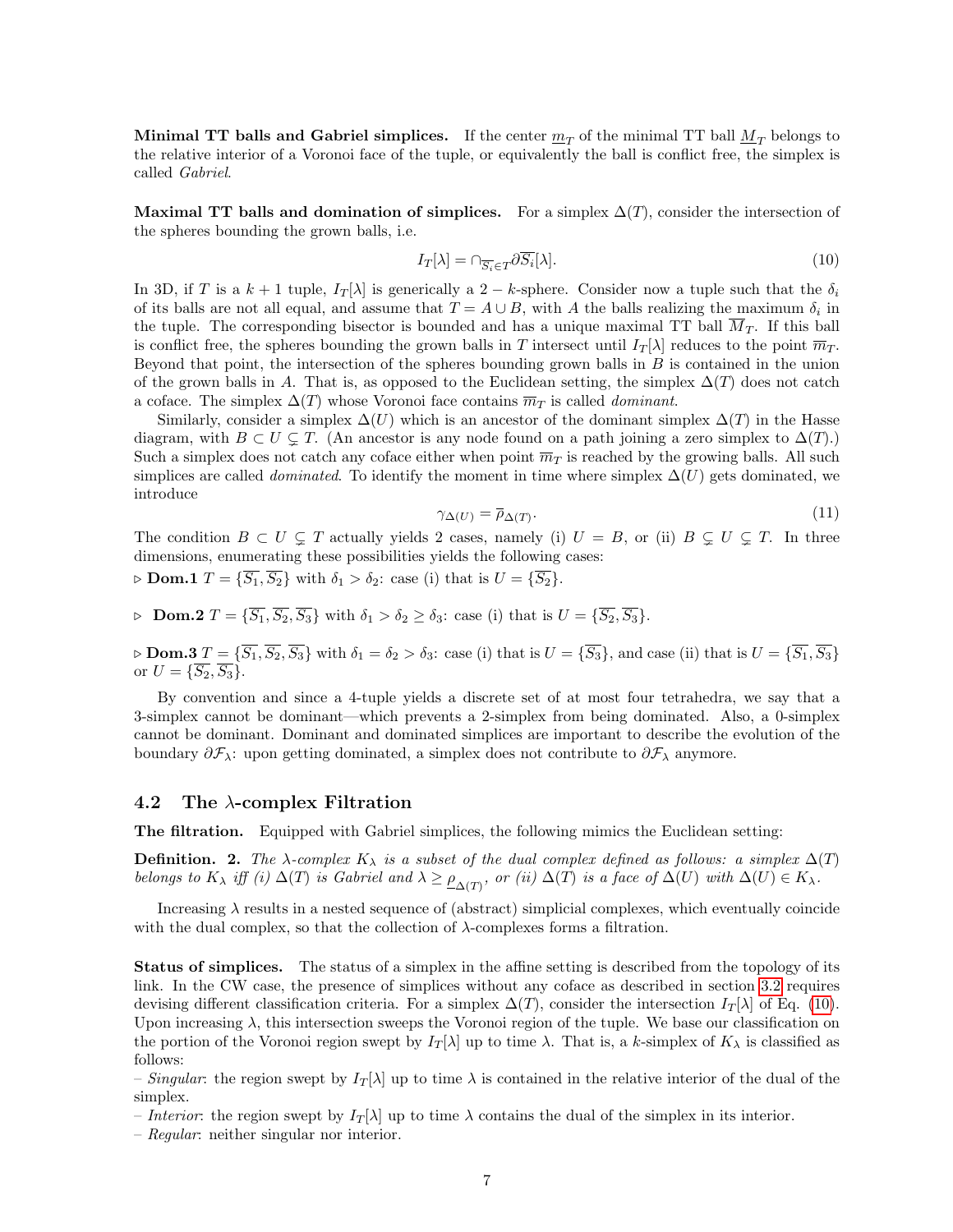**Minimal TT balls and Gabriel simplices.** If the center $\underline{m}_T$ of the minimal TT ball $\underline{M}_T$ belongs to the relative interior of a Voronoi face of the tuple, or equivalently the ball is conflict free, the simplex is called *Gabriel*.

**Maximal TT balls and domination of simplices.** For a simplex $\Delta(T)$, consider the intersection of the spheres bounding the grown balls, i.e.

$$I_T[\lambda] = \cap_{\overline{S_i} \in T} \partial \overline{S_i}[\lambda]. \tag{10}$$

In 3D, if $T$ is a $k+1$ tuple, $I_T[\lambda]$ is generically a $2-k$-sphere. Consider now a tuple such that the $\delta_i$ of its balls are not all equal, and assume that $T = A \cup B$, with $A$ the balls realizing the maximum $\delta_i$ in the tuple. The corresponding bisector is bounded and has a unique maximal TT ball $\overline{M}_T$. If this ball is conflict free, the spheres bounding the grown balls in $T$ intersect until $I_T[\lambda]$ reduces to the point $\overline{m}_T$. Beyond that point, the intersection of the spheres bounding grown balls in $B$ is contained in the union of the grown balls in $A$. That is, as opposed to the Euclidean setting, the simplex $\Delta(T)$ does not catch a coface. The simplex $\Delta(T)$ whose Voronoi face contains $\overline{m}_T$ is called *dominant*.

Similarly, consider a simplex $\Delta(U)$ which is an ancestor of the dominant simplex $\Delta(T)$ in the Hasse diagram, with $B \subset U \subsetneq T$. (An ancestor is any node found on a path joining a zero simplex to $\Delta(T)$.) Such a simplex does not catch any coface either when point $\overline{m}_T$ is reached by the growing balls. All such simplices are called *dominated*. To identify the moment in time where simplex $\Delta(U)$ gets dominated, we introduce

$$\gamma_{\Delta(U)} = \overline{\rho}_{\Delta(T)}. \tag{11}$$

The condition $B \subset U \subsetneq T$ actually yields 2 cases, namely (i) $U = B$, or (ii) $B \subsetneq U \subsetneq T$. In three dimensions, enumerating these possibilities yields the following cases:

▷ **Dom.1** $T = \{\overline{S_1}, \overline{S_2}\}$ with $\delta_1 > \delta_2$: case (i) that is $U = \{\overline{S_2}\}$.

▷ **Dom.2** $T = \{\overline{S_1}, \overline{S_2}, \overline{S_3}\}$ with $\delta_1 > \delta_2 \geq \delta_3$: case (i) that is $U = \{\overline{S_2}, \overline{S_3}\}$.

▷ **Dom.3** $T = \{\overline{S_1}, \overline{S_2}, \overline{S_3}\}$ with $\delta_1 = \delta_2 > \delta_3$: case (i) that is $U = \{\overline{S_3}\}$, and case (ii) that is $U = \{\overline{S_1}, \overline{S_3}\}$ or $U = \{\overline{S_2}, \overline{S_3}\}$.

By convention and since a 4-tuple yields a discrete set of at most four tetrahedra, we say that a 3-simplex cannot be dominant—which prevents a 2-simplex from being dominated. Also, a 0-simplex cannot be dominant. Dominant and dominated simplices are important to describe the evolution of the boundary $\partial\mathcal{F}_\lambda$: upon getting dominated, a simplex does not contribute to $\partial\mathcal{F}_\lambda$ anymore.

## 4.2 The $\lambda$-complex Filtration

**The filtration.** Equipped with Gabriel simplices, the following mimics the Euclidean setting:

**Definition. 2.** *The $\lambda$-complex $K_\lambda$ is a subset of the dual complex defined as follows: a simplex $\Delta(T)$ belongs to $K_\lambda$ iff (i) $\Delta(T)$ is Gabriel and $\lambda \geq \underline{\rho}_{\Delta(T)}$, or (ii) $\Delta(T)$ is a face of $\Delta(U)$ with $\Delta(U) \in K_\lambda$.*

Increasing $\lambda$ results in a nested sequence of (abstract) simplicial complexes, which eventually coincide with the dual complex, so that the collection of $\lambda$-complexes forms a filtration.

**Status of simplices.** The status of a simplex in the affine setting is described from the topology of its link. In the CW case, the presence of simplices without any coface as described in section 3.2 requires devising different classification criteria. For a simplex $\Delta(T)$, consider the intersection $I_T[\lambda]$ of Eq. (10). Upon increasing $\lambda$, this intersection sweeps the Voronoi region of the tuple. We base our classification on the portion of the Voronoi region swept by $I_T[\lambda]$ up to time $\lambda$. That is, a $k$-simplex of $K_\lambda$ is classified as follows:

– *Singular*: the region swept by $I_T[\lambda]$ up to time $\lambda$ is contained in the relative interior of the dual of the simplex.

– *Interior*: the region swept by $I_T[\lambda]$ up to time $\lambda$ contains the dual of the simplex in its interior.

– *Regular*: neither singular nor interior.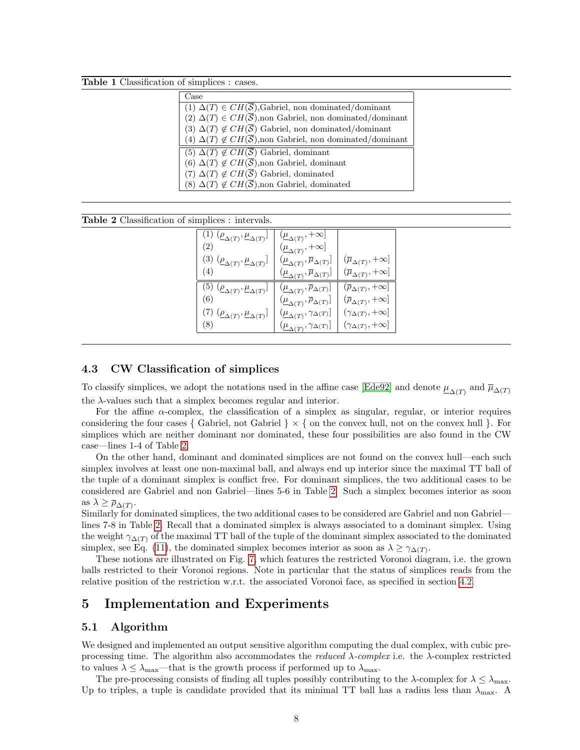**Table 1** Classification of simplices : cases.

| Case |
|---|
| (1) $\Delta(T) \in CH(\overline{S})$,Gabriel, non dominated/dominant |
| (2) $\Delta(T) \in CH(\overline{S})$,non Gabriel, non dominated/dominant |
| (3) $\Delta(T) \notin CH(\overline{S})$ Gabriel, non dominated/dominant |
| (4) $\Delta(T) \notin CH(\overline{S})$,non Gabriel, non dominated/dominant |
| (5) $\Delta(T) \notin CH(\overline{S})$ Gabriel, dominant |
| (6) $\Delta(T) \notin CH(\overline{S})$,non Gabriel, dominant |
| (7) $\Delta(T) \notin CH(\overline{S})$ Gabriel, dominated |
| (8) $\Delta(T) \notin CH(\overline{S})$,non Gabriel, dominated |

**Table 2** Classification of simplices : intervals.

| | | |
|---|---|---|
| (1) $(\underline{\rho}_{\Delta(T)}, \underline{\mu}_{\Delta(T)}]$ | $(\underline{\mu}_{\Delta(T)}, +\infty]$ | |
| (2) | $(\underline{\mu}_{\Delta(T)}, +\infty]$ | |
| (3) $(\underline{\rho}_{\Delta(T)}, \underline{\mu}_{\Delta(T)}]$ | $(\underline{\mu}_{\Delta(T)}, \overline{\mu}_{\Delta(T)}]$ | $(\overline{\mu}_{\Delta(T)}, +\infty]$ |
| (4) | $(\underline{\mu}_{\Delta(T)}, \overline{\mu}_{\Delta(T)}]$ | $(\overline{\mu}_{\Delta(T)}, +\infty]$ |
| (5) $(\underline{\rho}_{\Delta(T)}, \underline{\mu}_{\Delta(T)}]$ | $(\underline{\mu}_{\Delta(T)}, \overline{\rho}_{\Delta(T)}]$ | $(\overline{\rho}_{\Delta(T)}, +\infty]$ |
| (6) | $(\underline{\mu}_{\Delta(T)}, \overline{\rho}_{\Delta(T)}]$ | $(\overline{\rho}_{\Delta(T)}, +\infty]$ |
| (7) $(\underline{\rho}_{\Delta(T)}, \underline{\mu}_{\Delta(T)}]$ | $(\underline{\mu}_{\Delta(T)}, \gamma_{\Delta(T)}]$ | $(\gamma_{\Delta(T)}, +\infty]$ |
| (8) | $(\underline{\mu}_{\Delta(T)}, \gamma_{\Delta(T)}]$ | $(\gamma_{\Delta(T)}, +\infty]$ |

### 4.3 CW Classification of simplices

To classify simplices, we adopt the notations used in the affine case [Ede92] and denote $\underline{\mu}_{\Delta(T)}$ and $\overline{\mu}_{\Delta(T)}$ the $\lambda$-values such that a simplex becomes regular and interior.

For the affine $\alpha$-complex, the classification of a simplex as singular, regular, or interior requires considering the four cases { Gabriel, not Gabriel } × { on the convex hull, not on the convex hull }. For simplices which are neither dominant nor dominated, these four possibilities are also found in the CW case—lines 1-4 of Table 2.

On the other hand, dominant and dominated simplices are not found on the convex hull—each such simplex involves at least one non-maximal ball, and always end up interior since the maximal TT ball of the tuple of a dominant simplex is conflict free. For dominant simplices, the two additional cases to be considered are Gabriel and non Gabriel—lines 5-6 in Table 2. Such a simplex becomes interior as soon as $\lambda \geq \overline{\rho}_{\Delta(T)}$.
Similarly for dominated simplices, the two additional cases to be considered are Gabriel and non Gabriel—lines 7-8 in Table 2. Recall that a dominated simplex is always associated to a dominant simplex. Using the weight $\gamma_{\Delta(T)}$ of the maximal TT ball of the tuple of the dominant simplex associated to the dominated simplex, see Eq. (11), the dominated simplex becomes interior as soon as $\lambda \geq \gamma_{\Delta(T)}$.

These notions are illustrated on Fig. 7, which features the restricted Voronoi diagram, i.e. the grown balls restricted to their Voronoi regions. Note in particular that the status of simplices reads from the relative position of the restriction w.r.t. the associated Voronoi face, as specified in section 4.2.

## 5 Implementation and Experiments

### 5.1 Algorithm

We designed and implemented an output sensitive algorithm computing the dual complex, with cubic pre-processing time. The algorithm also accommodates the *reduced $\lambda$-complex* i.e. the $\lambda$-complex restricted to values $\lambda \leq \lambda_{\max}$—that is the growth process if performed up to $\lambda_{\max}$.

The pre-processing consists of finding all tuples possibly contributing to the $\lambda$-complex for $\lambda \leq \lambda_{\max}$. Up to triples, a tuple is candidate provided that its minimal TT ball has a radius less than $\lambda_{\max}$. A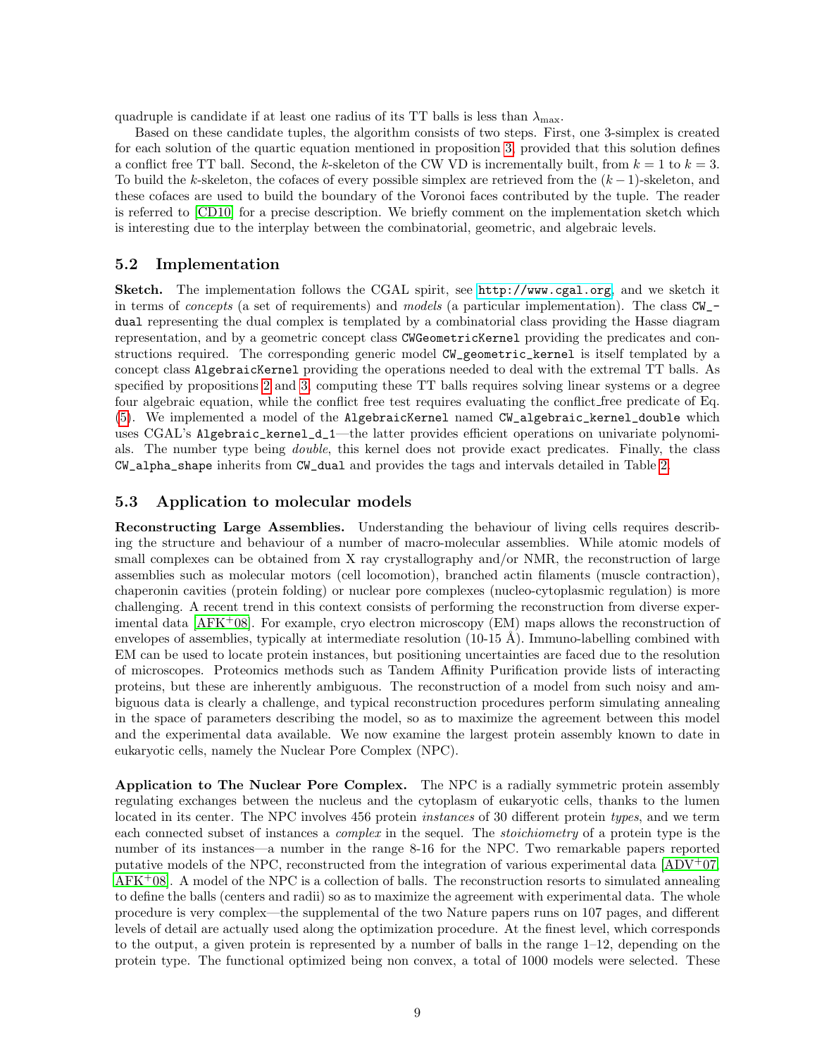quadruple is candidate if at least one radius of its TT balls is less than $\lambda_{\max}$.

Based on these candidate tuples, the algorithm consists of two steps. First, one 3-simplex is created for each solution of the quartic equation mentioned in proposition 3, provided that this solution defines a conflict free TT ball. Second, the $k$-skeleton of the CW VD is incrementally built, from $k = 1$ to $k = 3$. To build the $k$-skeleton, the cofaces of every possible simplex are retrieved from the $(k-1)$-skeleton, and these cofaces are used to build the boundary of the Voronoi faces contributed by the tuple. The reader is referred to [CD10] for a precise description. We briefly comment on the implementation sketch which is interesting due to the interplay between the combinatorial, geometric, and algebraic levels.

## 5.2 Implementation

**Sketch.** The implementation follows the CGAL spirit, see http://www.cgal.org, and we sketch it in terms of *concepts* (a set of requirements) and *models* (a particular implementation). The class `CW_dual` representing the dual complex is templated by a combinatorial class providing the Hasse diagram representation, and by a geometric concept class `CWGeometricKernel` providing the predicates and constructions required. The corresponding generic model `CW_geometric_kernel` is itself templated by a concept class `AlgebraicKernel` providing the operations needed to deal with the extremal TT balls. As specified by propositions 2 and 3, computing these TT balls requires solving linear systems or a degree four algebraic equation, while the conflict free test requires evaluating the conflict_free predicate of Eq. (5). We implemented a model of the `AlgebraicKernel` named `CW_algebraic_kernel_double` which uses CGAL's `Algebraic_kernel_d_1`—the latter provides efficient operations on univariate polynomials. The number type being *double*, this kernel does not provide exact predicates. Finally, the class `CW_alpha_shape` inherits from `CW_dual` and provides the tags and intervals detailed in Table 2.

## 5.3 Application to molecular models

**Reconstructing Large Assemblies.** Understanding the behaviour of living cells requires describing the structure and behaviour of a number of macro-molecular assemblies. While atomic models of small complexes can be obtained from X ray crystallography and/or NMR, the reconstruction of large assemblies such as molecular motors (cell locomotion), branched actin filaments (muscle contraction), chaperonin cavities (protein folding) or nuclear pore complexes (nucleo-cytoplasmic regulation) is more challenging. A recent trend in this context consists of performing the reconstruction from diverse experimental data [AFK+08]. For example, cryo electron microscopy (EM) maps allows the reconstruction of envelopes of assemblies, typically at intermediate resolution (10-15 Å). Immuno-labelling combined with EM can be used to locate protein instances, but positioning uncertainties are faced due to the resolution of microscopes. Proteomics methods such as Tandem Affinity Purification provide lists of interacting proteins, but these are inherently ambiguous. The reconstruction of a model from such noisy and ambiguous data is clearly a challenge, and typical reconstruction procedures perform simulating annealing in the space of parameters describing the model, so as to maximize the agreement between this model and the experimental data available. We now examine the largest protein assembly known to date in eukaryotic cells, namely the Nuclear Pore Complex (NPC).

**Application to The Nuclear Pore Complex.** The NPC is a radially symmetric protein assembly regulating exchanges between the nucleus and the cytoplasm of eukaryotic cells, thanks to the lumen located in its center. The NPC involves 456 protein *instances* of 30 different protein *types*, and we term each connected subset of instances a *complex* in the sequel. The *stoichiometry* of a protein type is the number of its instances—a number in the range 8-16 for the NPC. Two remarkable papers reported putative models of the NPC, reconstructed from the integration of various experimental data [ADV+07, AFK+08]. A model of the NPC is a collection of balls. The reconstruction resorts to simulated annealing to define the balls (centers and radii) so as to maximize the agreement with experimental data. The whole procedure is very complex—the supplemental of the two Nature papers runs on 107 pages, and different levels of detail are actually used along the optimization procedure. At the finest level, which corresponds to the output, a given protein is represented by a number of balls in the range 1–12, depending on the protein type. The functional optimized being non convex, a total of 1000 models were selected. These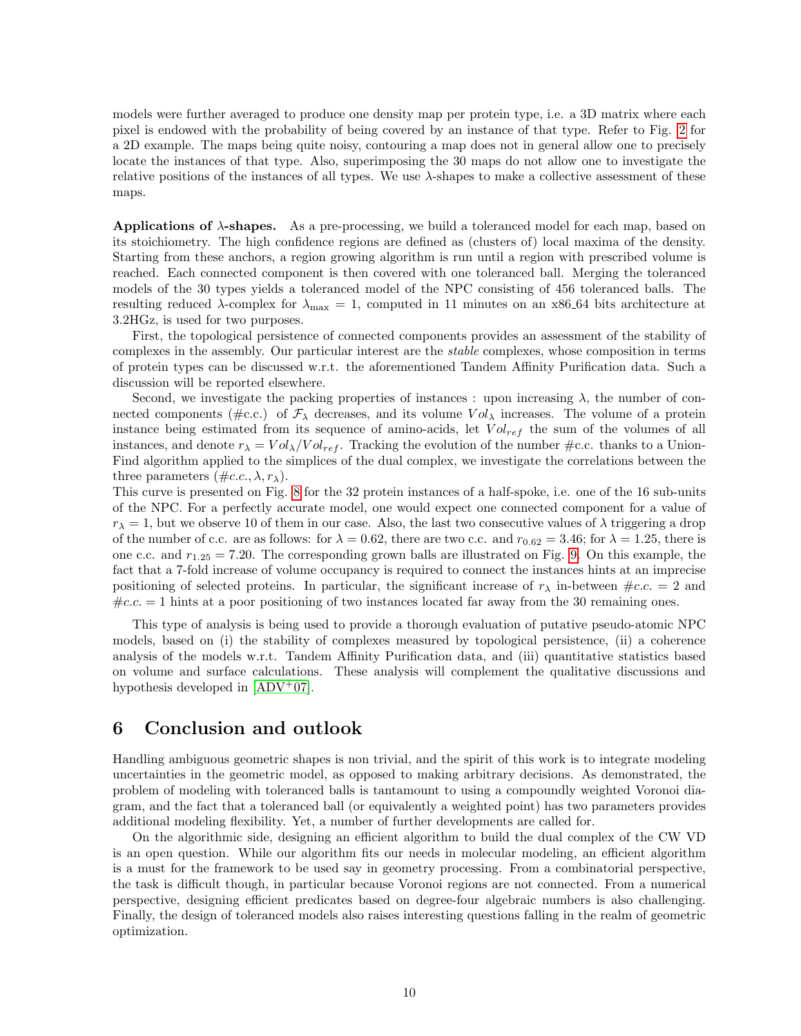models were further averaged to produce one density map per protein type, i.e. a 3D matrix where each pixel is endowed with the probability of being covered by an instance of that type. Refer to Fig. 2 for a 2D example. The maps being quite noisy, contouring a map does not in general allow one to precisely locate the instances of that type. Also, superimposing the 30 maps do not allow one to investigate the relative positions of the instances of all types. We use $\lambda$-shapes to make a collective assessment of these maps.

**Applications of $\lambda$-shapes.** As a pre-processing, we build a toleranced model for each map, based on its stoichiometry. The high confidence regions are defined as (clusters of) local maxima of the density. Starting from these anchors, a region growing algorithm is run until a region with prescribed volume is reached. Each connected component is then covered with one toleranced ball. Merging the toleranced models of the 30 types yields a toleranced model of the NPC consisting of 456 toleranced balls. The resulting reduced $\lambda$-complex for $\lambda_{\max} = 1$, computed in 11 minutes on an x86_64 bits architecture at 3.2HGz, is used for two purposes.

First, the topological persistence of connected components provides an assessment of the stability of complexes in the assembly. Our particular interest are the *stable* complexes, whose composition in terms of protein types can be discussed w.r.t. the aforementioned Tandem Affinity Purification data. Such a discussion will be reported elsewhere.

Second, we investigate the packing properties of instances : upon increasing $\lambda$, the number of connected components (#c.c.) of $\mathcal{F}_\lambda$ decreases, and its volume $Vol_\lambda$ increases. The volume of a protein instance being estimated from its sequence of amino-acids, let $Vol_{ref}$ the sum of the volumes of all instances, and denote $r_\lambda = Vol_\lambda / Vol_{ref}$. Tracking the evolution of the number #c.c. thanks to a Union-Find algorithm applied to the simplices of the dual complex, we investigate the correlations between the three parameters $(\#c.c., \lambda, r_\lambda)$.

This curve is presented on Fig. 8 for the 32 protein instances of a half-spoke, i.e. one of the 16 sub-units of the NPC. For a perfectly accurate model, one would expect one connected component for a value of $r_\lambda = 1$, but we observe 10 of them in our case. Also, the last two consecutive values of $\lambda$ triggering a drop of the number of c.c. are as follows: for $\lambda = 0.62$, there are two c.c. and $r_{0.62} = 3.46$; for $\lambda = 1.25$, there is one c.c. and $r_{1.25} = 7.20$. The corresponding grown balls are illustrated on Fig. 9. On this example, the fact that a 7-fold increase of volume occupancy is required to connect the instances hints at an imprecise positioning of selected proteins. In particular, the significant increase of $r_\lambda$ in-between $\#c.c. = 2$ and $\#c.c. = 1$ hints at a poor positioning of two instances located far away from the 30 remaining ones.

This type of analysis is being used to provide a thorough evaluation of putative pseudo-atomic NPC models, based on (i) the stability of complexes measured by topological persistence, (ii) a coherence analysis of the models w.r.t. Tandem Affinity Purification data, and (iii) quantitative statistics based on volume and surface calculations. These analysis will complement the qualitative discussions and hypothesis developed in [ADV+07].

# 6 Conclusion and outlook

Handling ambiguous geometric shapes is non trivial, and the spirit of this work is to integrate modeling uncertainties in the geometric model, as opposed to making arbitrary decisions. As demonstrated, the problem of modeling with toleranced balls is tantamount to using a compoundly weighted Voronoi diagram, and the fact that a toleranced ball (or equivalently a weighted point) has two parameters provides additional modeling flexibility. Yet, a number of further developments are called for.

On the algorithmic side, designing an efficient algorithm to build the dual complex of the CW VD is an open question. While our algorithm fits our needs in molecular modeling, an efficient algorithm is a must for the framework to be used say in geometry processing. From a combinatorial perspective, the task is difficult though, in particular because Voronoi regions are not connected. From a numerical perspective, designing efficient predicates based on degree-four algebraic numbers is also challenging. Finally, the design of toleranced models also raises interesting questions falling in the realm of geometric optimization.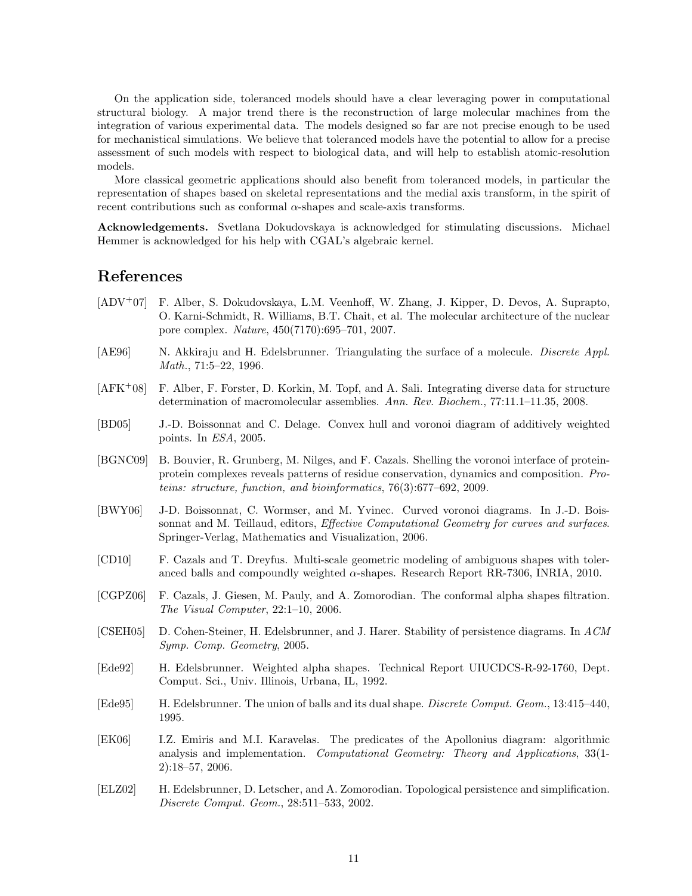On the application side, toleranced models should have a clear leveraging power in computational structural biology. A major trend there is the reconstruction of large molecular machines from the integration of various experimental data. The models designed so far are not precise enough to be used for mechanistical simulations. We believe that toleranced models have the potential to allow for a precise assessment of such models with respect to biological data, and will help to establish atomic-resolution models.

More classical geometric applications should also benefit from toleranced models, in particular the representation of shapes based on skeletal representations and the medial axis transform, in the spirit of recent contributions such as conformal $\alpha$-shapes and scale-axis transforms.

**Acknowledgements.** Svetlana Dokudovskaya is acknowledged for stimulating discussions. Michael Hemmer is acknowledged for his help with CGAL's algebraic kernel.

# References

[ADV+07] F. Alber, S. Dokudovskaya, L.M. Veenhoff, W. Zhang, J. Kipper, D. Devos, A. Suprapto, O. Karni-Schmidt, R. Williams, B.T. Chait, et al. The molecular architecture of the nuclear pore complex. *Nature*, 450(7170):695–701, 2007.

[AE96] N. Akkiraju and H. Edelsbrunner. Triangulating the surface of a molecule. *Discrete Appl. Math.*, 71:5–22, 1996.

[AFK+08] F. Alber, F. Forster, D. Korkin, M. Topf, and A. Sali. Integrating diverse data for structure determination of macromolecular assemblies. *Ann. Rev. Biochem.*, 77:11.1–11.35, 2008.

[BD05] J.-D. Boissonnat and C. Delage. Convex hull and voronoi diagram of additively weighted points. In *ESA*, 2005.

[BGNC09] B. Bouvier, R. Grunberg, M. Nilges, and F. Cazals. Shelling the voronoi interface of protein-protein complexes reveals patterns of residue conservation, dynamics and composition. *Proteins: structure, function, and bioinformatics*, 76(3):677–692, 2009.

[BWY06] J-D. Boissonnat, C. Wormser, and M. Yvinec. Curved voronoi diagrams. In J.-D. Boissonnat and M. Teillaud, editors, *Effective Computational Geometry for curves and surfaces*. Springer-Verlag, Mathematics and Visualization, 2006.

[CD10] F. Cazals and T. Dreyfus. Multi-scale geometric modeling of ambiguous shapes with toleranced balls and compoundly weighted $\alpha$-shapes. Research Report RR-7306, INRIA, 2010.

[CGPZ06] F. Cazals, J. Giesen, M. Pauly, and A. Zomorodian. The conformal alpha shapes filtration. *The Visual Computer*, 22:1–10, 2006.

[CSEH05] D. Cohen-Steiner, H. Edelsbrunner, and J. Harer. Stability of persistence diagrams. In *ACM Symp. Comp. Geometry*, 2005.

[Ede92] H. Edelsbrunner. Weighted alpha shapes. Technical Report UIUCDCS-R-92-1760, Dept. Comput. Sci., Univ. Illinois, Urbana, IL, 1992.

[Ede95] H. Edelsbrunner. The union of balls and its dual shape. *Discrete Comput. Geom.*, 13:415–440, 1995.

[EK06] I.Z. Emiris and M.I. Karavelas. The predicates of the Apollonius diagram: algorithmic analysis and implementation. *Computational Geometry: Theory and Applications*, 33(1-2):18–57, 2006.

[ELZ02] H. Edelsbrunner, D. Letscher, and A. Zomorodian. Topological persistence and simplification. *Discrete Comput. Geom.*, 28:511–533, 2002.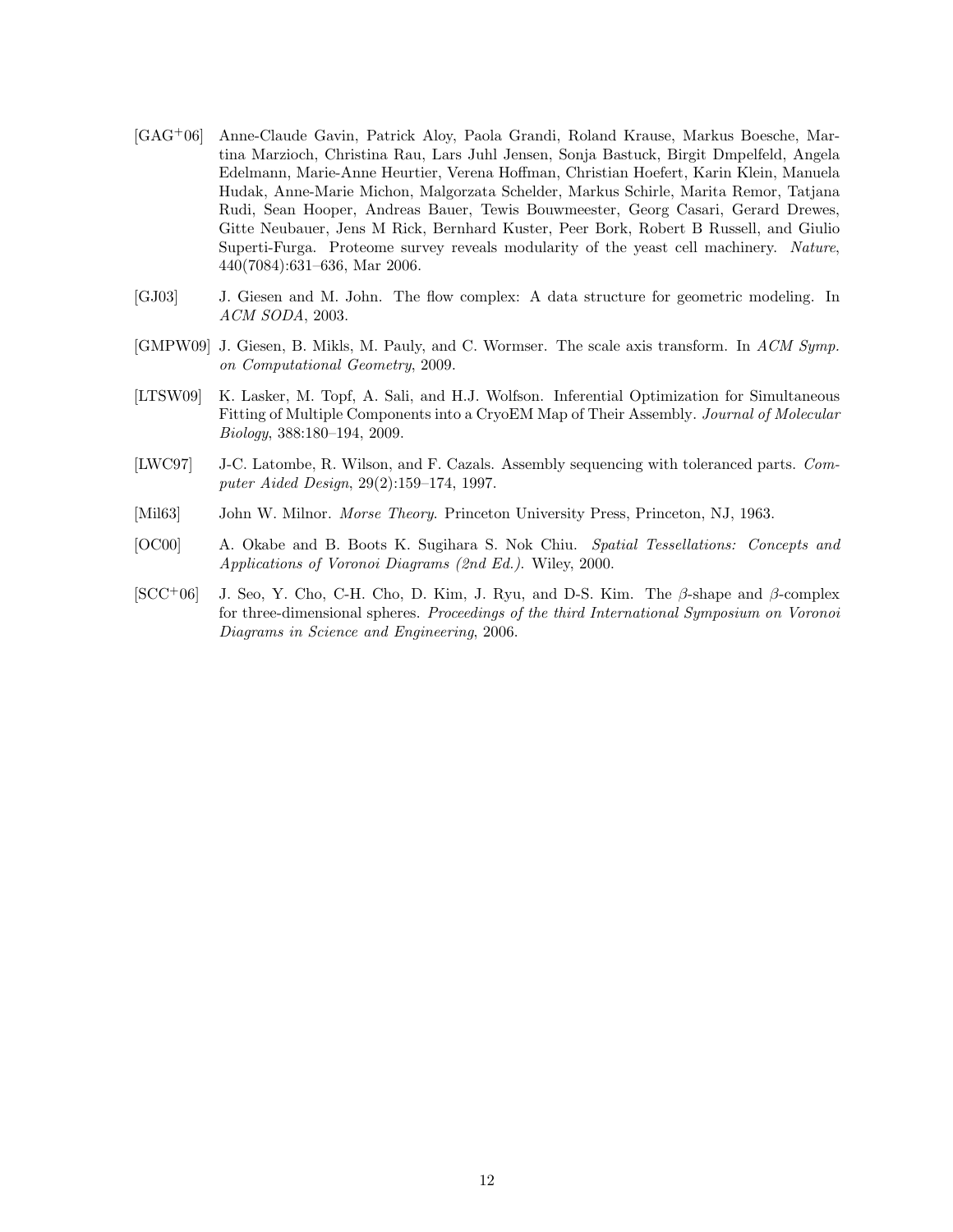[GAG+06] Anne-Claude Gavin, Patrick Aloy, Paola Grandi, Roland Krause, Markus Boesche, Martina Marzioch, Christina Rau, Lars Juhl Jensen, Sonja Bastuck, Birgit Dmpelfeld, Angela Edelmann, Marie-Anne Heurtier, Verena Hoffman, Christian Hoefert, Karin Klein, Manuela Hudak, Anne-Marie Michon, Malgorzata Schelder, Markus Schirle, Marita Remor, Tatjana Rudi, Sean Hooper, Andreas Bauer, Tewis Bouwmeester, Georg Casari, Gerard Drewes, Gitte Neubauer, Jens M Rick, Bernhard Kuster, Peer Bork, Robert B Russell, and Giulio Superti-Furga. Proteome survey reveals modularity of the yeast cell machinery. *Nature*, 440(7084):631–636, Mar 2006.

[GJ03] J. Giesen and M. John. The flow complex: A data structure for geometric modeling. In *ACM SODA*, 2003.

[GMPW09] J. Giesen, B. Mikls, M. Pauly, and C. Wormser. The scale axis transform. In *ACM Symp. on Computational Geometry*, 2009.

[LTSW09] K. Lasker, M. Topf, A. Sali, and H.J. Wolfson. Inferential Optimization for Simultaneous Fitting of Multiple Components into a CryoEM Map of Their Assembly. *Journal of Molecular Biology*, 388:180–194, 2009.

[LWC97] J-C. Latombe, R. Wilson, and F. Cazals. Assembly sequencing with toleranced parts. *Computer Aided Design*, 29(2):159–174, 1997.

[Mil63] John W. Milnor. *Morse Theory*. Princeton University Press, Princeton, NJ, 1963.

[OC00] A. Okabe and B. Boots K. Sugihara S. Nok Chiu. *Spatial Tessellations: Concepts and Applications of Voronoi Diagrams (2nd Ed.)*. Wiley, 2000.

[SCC+06] J. Seo, Y. Cho, C-H. Cho, D. Kim, J. Ryu, and D-S. Kim. The $\beta$-shape and $\beta$-complex for three-dimensional spheres. *Proceedings of the third International Symposium on Voronoi Diagrams in Science and Engineering*, 2006.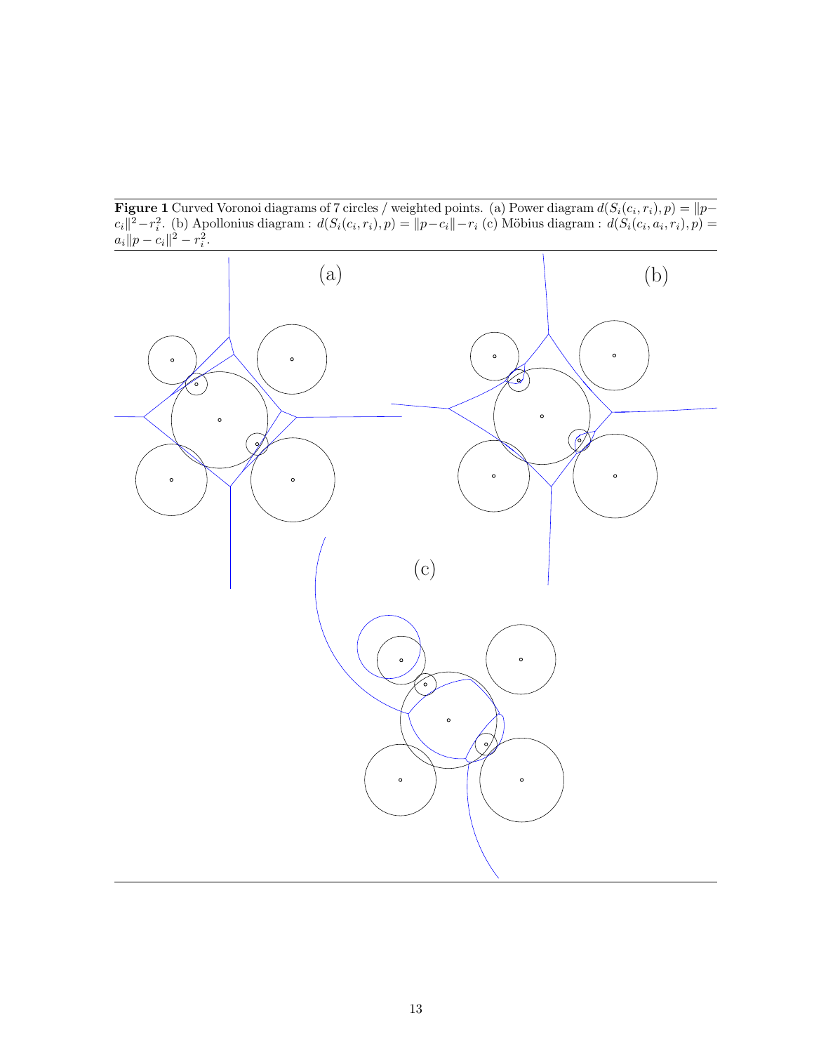**Figure 1** Curved Voronoi diagrams of 7 circles / weighted points. (a) Power diagram $d(S_i(c_i, r_i), p) = \|p - c_i\|^2 - r_i^2$. (b) Apollonius diagram : $d(S_i(c_i, r_i), p) = \|p - c_i\| - r_i$ (c) Möbius diagram : $d(S_i(c_i, a_i, r_i), p) = a_i\|p - c_i\|^2 - r_i^2$.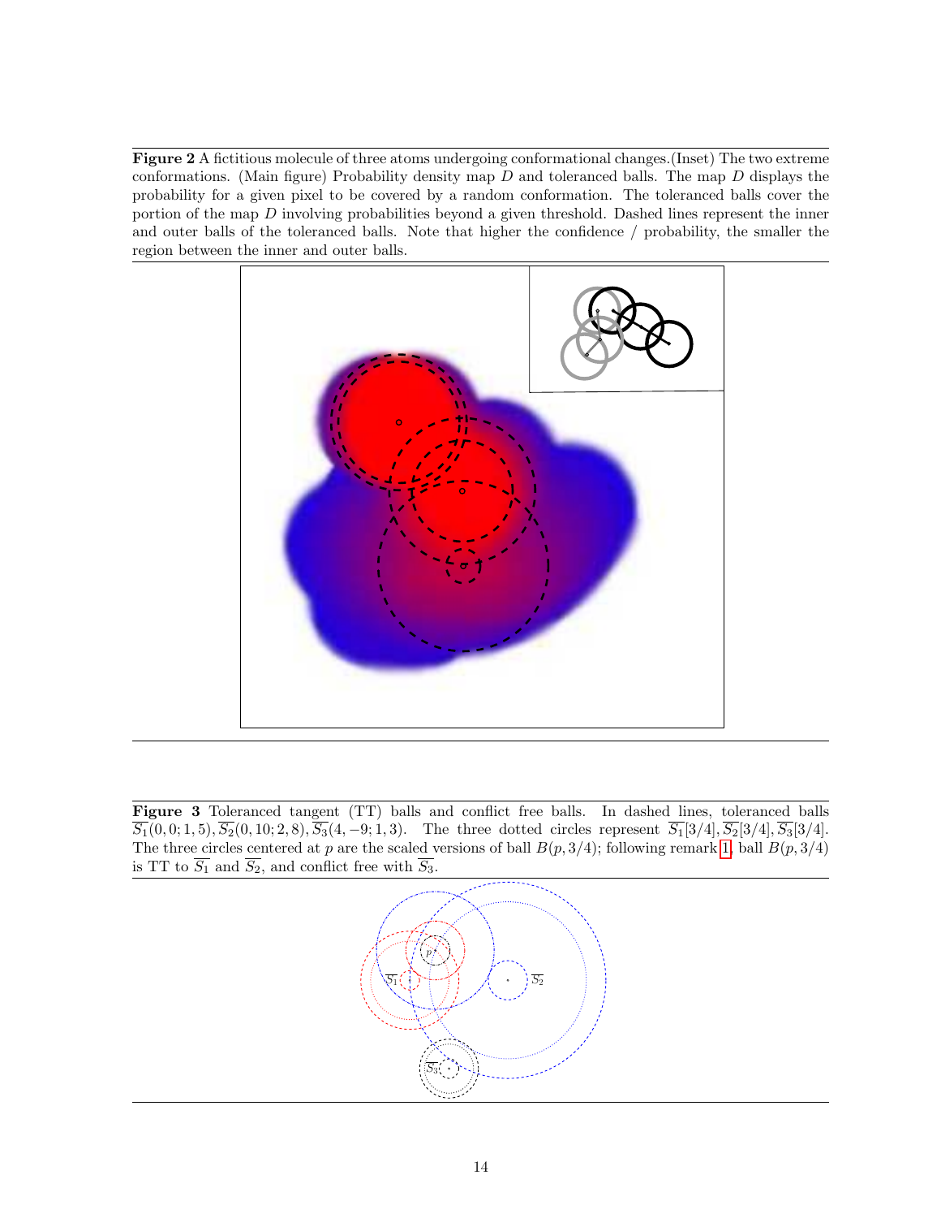**Figure 2** A fictitious molecule of three atoms undergoing conformational changes.(Inset) The two extreme conformations. (Main figure) Probability density map $D$ and toleranced balls. The map $D$ displays the probability for a given pixel to be covered by a random conformation. The toleranced balls cover the portion of the map $D$ involving probabilities beyond a given threshold. Dashed lines represent the inner and outer balls of the toleranced balls. Note that higher the confidence / probability, the smaller the region between the inner and outer balls.

**Figure 3** Toleranced tangent (TT) balls and conflict free balls. In dashed lines, toleranced balls $\overline{S_1}(0, 0; 1, 5), \overline{S_2}(0, 10; 2, 8), \overline{S_3}(4, -9; 1, 3)$. The three dotted circles represent $\overline{S_1}[3/4], \overline{S_2}[3/4], \overline{S_3}[3/4]$. The three circles centered at $p$ are the scaled versions of ball $B(p, 3/4)$; following remark 1, ball $B(p, 3/4)$ is TT to $\overline{S_1}$ and $\overline{S_2}$, and conflict free with $\overline{S_3}$.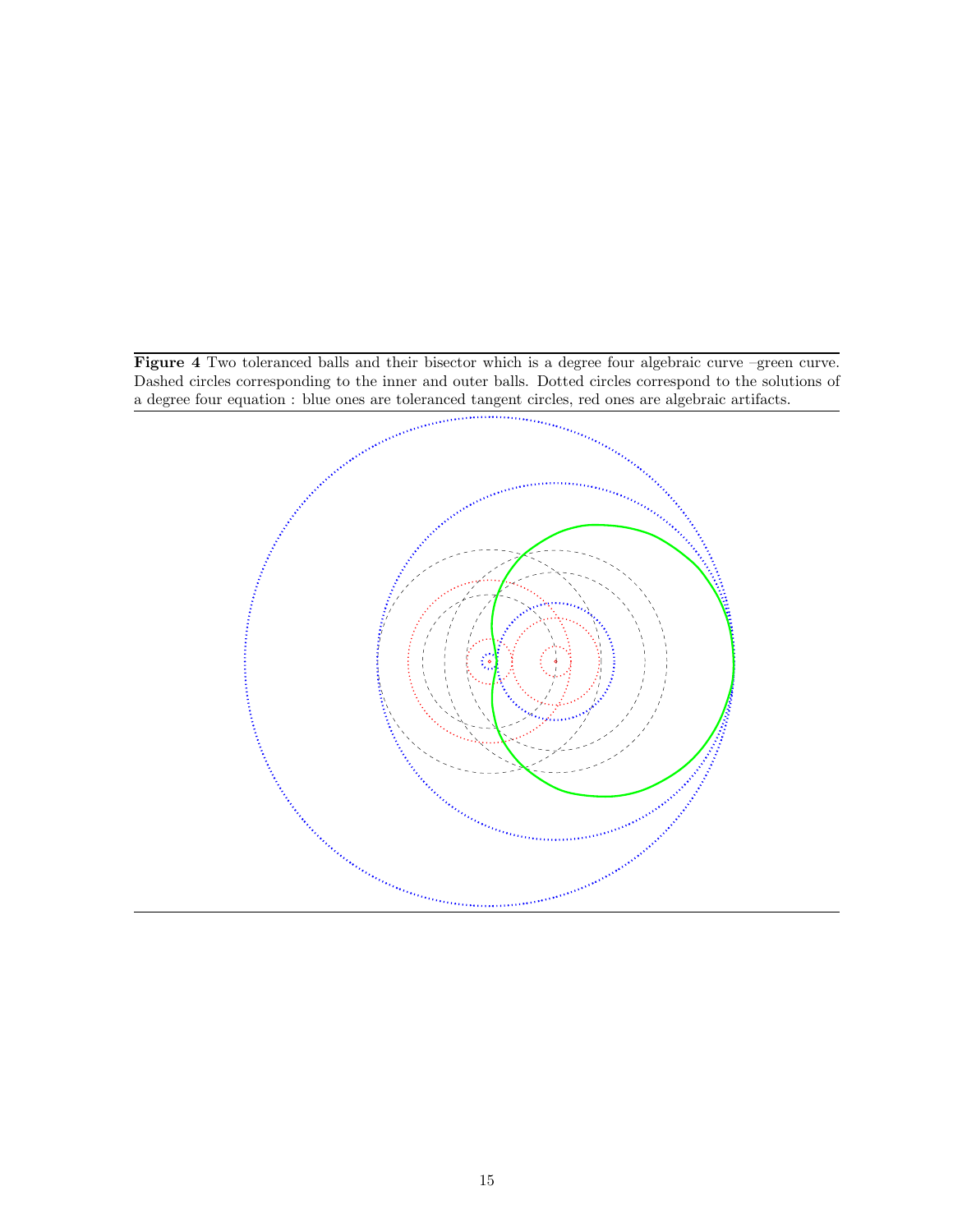**Figure 4** Two toleranced balls and their bisector which is a degree four algebraic curve –green curve. Dashed circles corresponding to the inner and outer balls. Dotted circles correspond to the solutions of a degree four equation : blue ones are toleranced tangent circles, red ones are algebraic artifacts.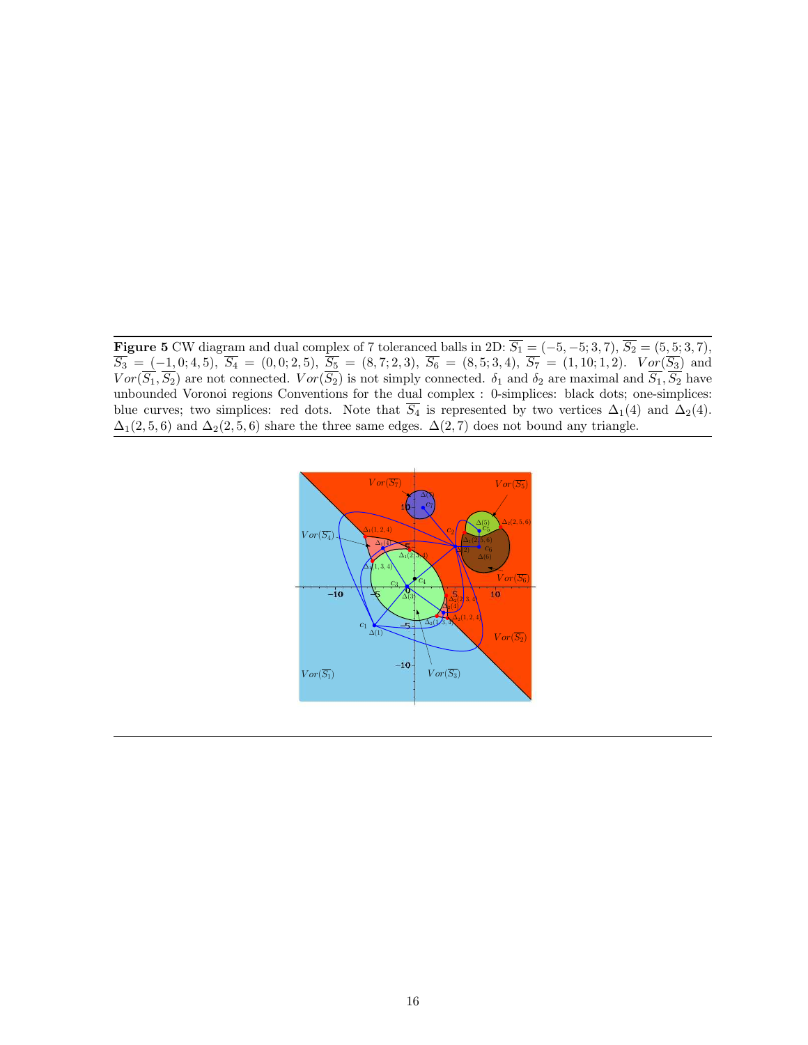**Figure 5** CW diagram and dual complex of 7 toleranced balls in 2D: $\overline{S_1} = (-5, -5; 3, 7)$, $\overline{S_2} = (5, 5; 3, 7)$, $\overline{S_3} = (-1, 0; 4, 5)$, $\overline{S_4} = (0, 0; 2, 5)$, $\overline{S_5} = (8, 7; 2, 3)$, $\overline{S_6} = (8, 5; 3, 4)$, $\overline{S_7} = (1, 10; 1, 2)$. $Vor(\overline{S_3})$ and $Vor(\overline{S_1}, \overline{S_2})$ are not connected. $Vor(\overline{S_2})$ is not simply connected. $\delta_1$ and $\delta_2$ are maximal and $\overline{S_1}, \overline{S_2}$ have unbounded Voronoi regions Conventions for the dual complex : 0-simplices: black dots; one-simplices: blue curves; two simplices: red dots. Note that $\overline{S_4}$ is represented by two vertices $\Delta_1(4)$ and $\Delta_2(4)$. $\Delta_1(2, 5, 6)$ and $\Delta_2(2, 5, 6)$ share the three same edges. $\Delta(2, 7)$ does not bound any triangle.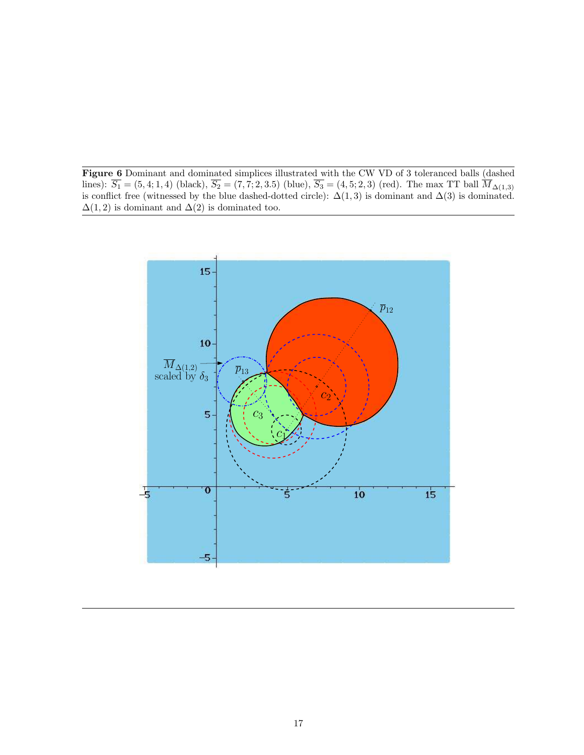**Figure 6** Dominant and dominated simplices illustrated with the CW VD of 3 toleranced balls (dashed lines): $\overline{S_1} = (5, 4; 1, 4)$ (black), $\overline{S_2} = (7, 7; 2, 3.5)$ (blue), $\overline{S_3} = (4, 5; 2, 3)$ (red). The max TT ball $\overline{M}_{\Delta(1,3)}$ is conflict free (witnessed by the blue dashed-dotted circle): $\Delta(1, 3)$ is dominant and $\Delta(3)$ is dominated. $\Delta(1, 2)$ is dominant and $\Delta(2)$ is dominated too.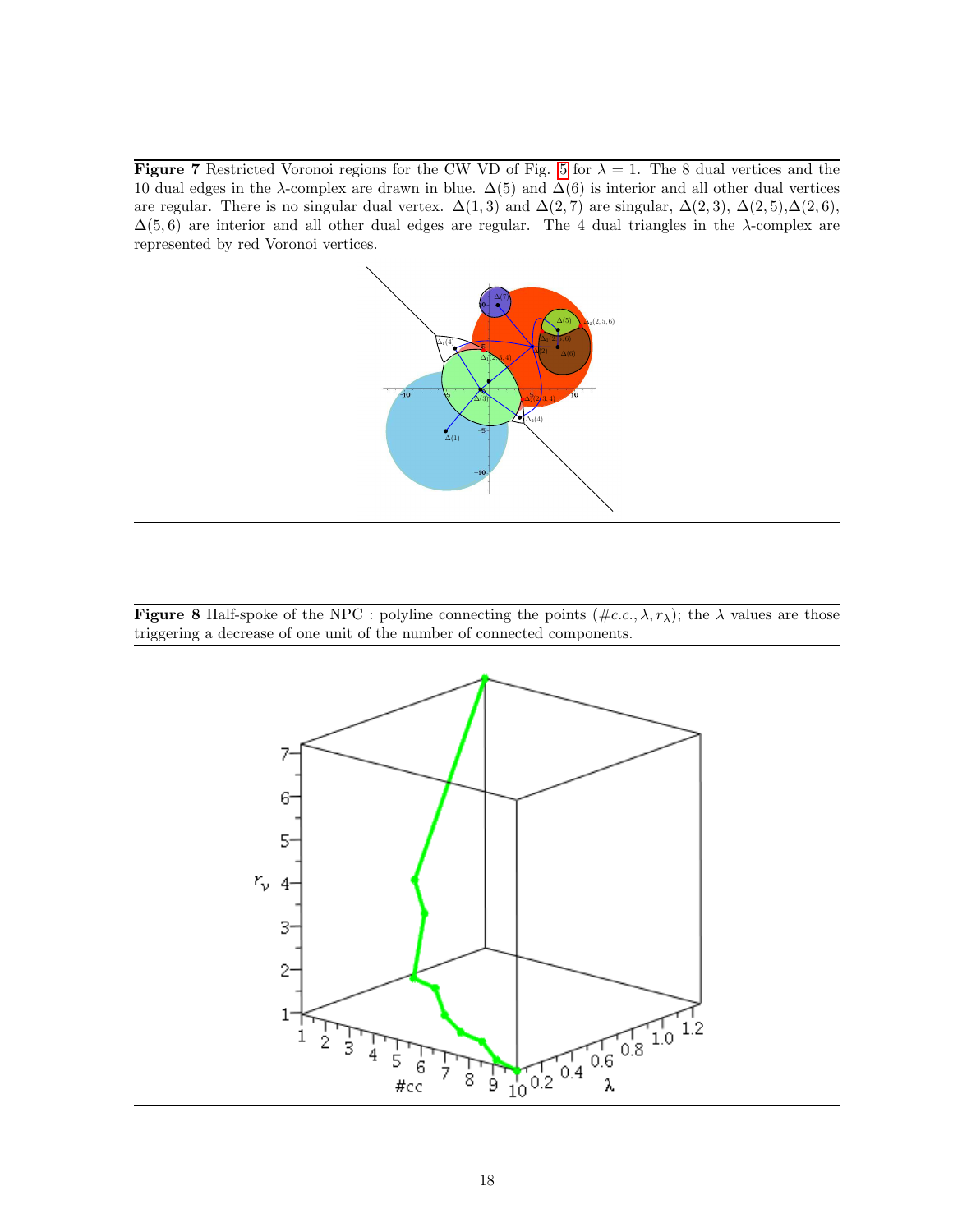**Figure 7** Restricted Voronoi regions for the CW VD of Fig. 5 for $\lambda = 1$. The 8 dual vertices and the 10 dual edges in the $\lambda$-complex are drawn in blue. $\Delta(5)$ and $\Delta(6)$ is interior and all other dual vertices are regular. There is no singular dual vertex. $\Delta(1,3)$ and $\Delta(2,7)$ are singular, $\Delta(2,3)$, $\Delta(2,5)$, $\Delta(2,6)$, $\Delta(5,6)$ are interior and all other dual edges are regular. The 4 dual triangles in the $\lambda$-complex are represented by red Voronoi vertices.

**Figure 8** Half-spoke of the NPC : polyline connecting the points $(\#c.c., \lambda, r_\lambda)$; the $\lambda$ values are those triggering a decrease of one unit of the number of connected components.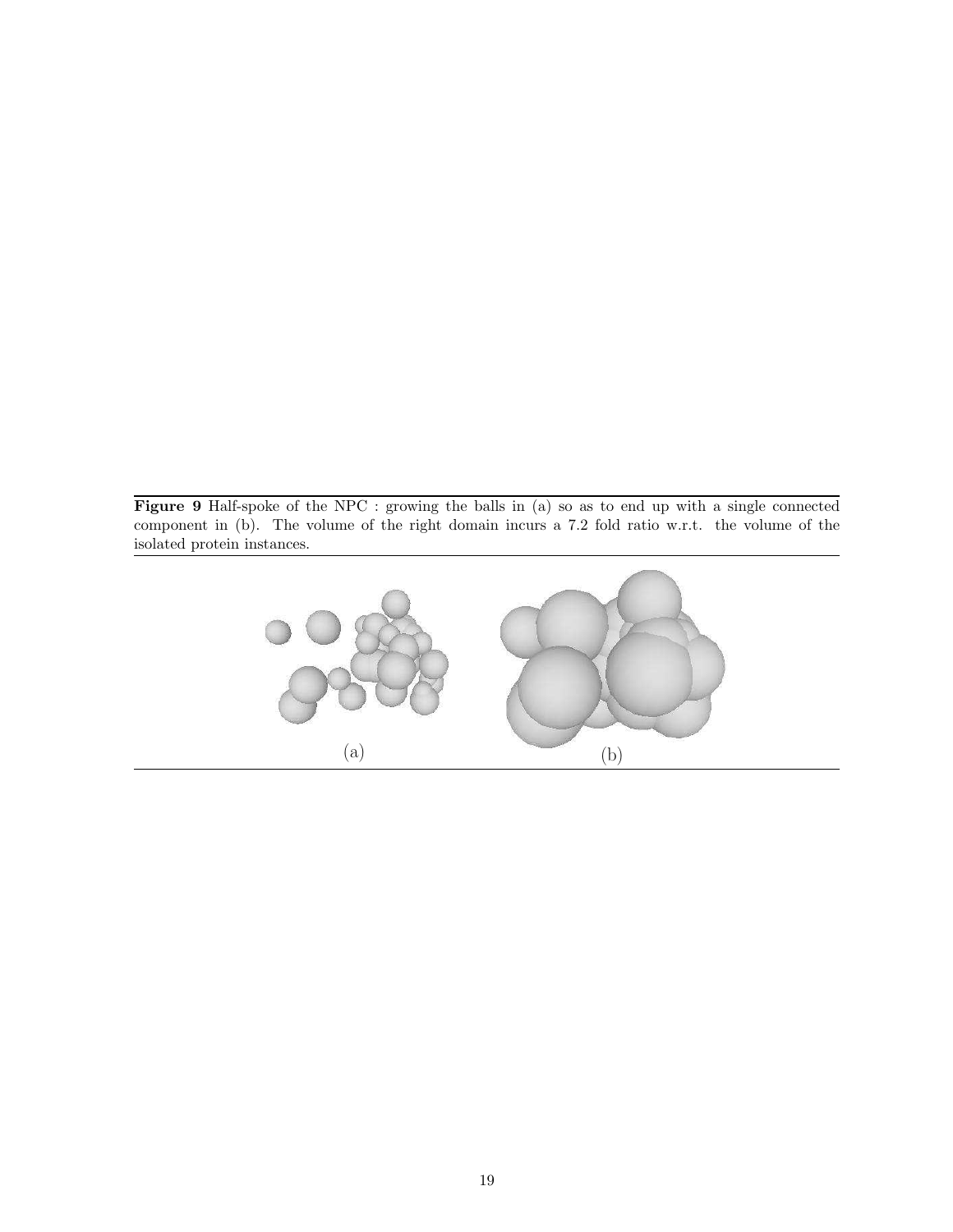**Figure 9** Half-spoke of the NPC : growing the balls in (a) so as to end up with a single connected component in (b). The volume of the right domain incurs a 7.2 fold ratio w.r.t. the volume of the isolated protein instances.

(a)

(b)